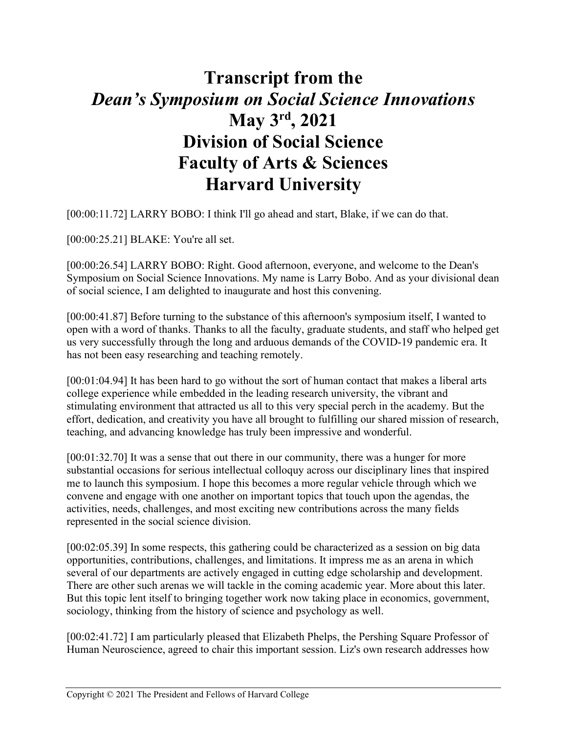# Transcript from the *Dean's Symposium on Social Science Innovations* May 3rd, 2021 Division of Social Science Faculty of Arts & Sciences Harvard University

[00:00:11.72] LARRY BOBO: I think I'll go ahead and start, Blake, if we can do that.

[00:00:25.21] BLAKE: You're all set.

[00:00:26.54] LARRY BOBO: Right. Good afternoon, everyone, and welcome to the Dean's Symposium on Social Science Innovations. My name is Larry Bobo. And as your divisional dean of social science, I am delighted to inaugurate and host this convening.

[00:00:41.87] Before turning to the substance of this afternoon's symposium itself, I wanted to open with a word of thanks. Thanks to all the faculty, graduate students, and staff who helped get us very successfully through the long and arduous demands of the COVID-19 pandemic era. It has not been easy researching and teaching remotely.

[00:01:04.94] It has been hard to go without the sort of human contact that makes a liberal arts college experience while embedded in the leading research university, the vibrant and stimulating environment that attracted us all to this very special perch in the academy. But the effort, dedication, and creativity you have all brought to fulfilling our shared mission of research, teaching, and advancing knowledge has truly been impressive and wonderful.

[00:01:32.70] It was a sense that out there in our community, there was a hunger for more substantial occasions for serious intellectual colloquy across our disciplinary lines that inspired me to launch this symposium. I hope this becomes a more regular vehicle through which we convene and engage with one another on important topics that touch upon the agendas, the activities, needs, challenges, and most exciting new contributions across the many fields represented in the social science division.

[00:02:05.39] In some respects, this gathering could be characterized as a session on big data opportunities, contributions, challenges, and limitations. It impress me as an arena in which several of our departments are actively engaged in cutting edge scholarship and development. There are other such arenas we will tackle in the coming academic year. More about this later. But this topic lent itself to bringing together work now taking place in economics, government, sociology, thinking from the history of science and psychology as well.

[00:02:41.72] I am particularly pleased that Elizabeth Phelps, the Pershing Square Professor of Human Neuroscience, agreed to chair this important session. Liz's own research addresses how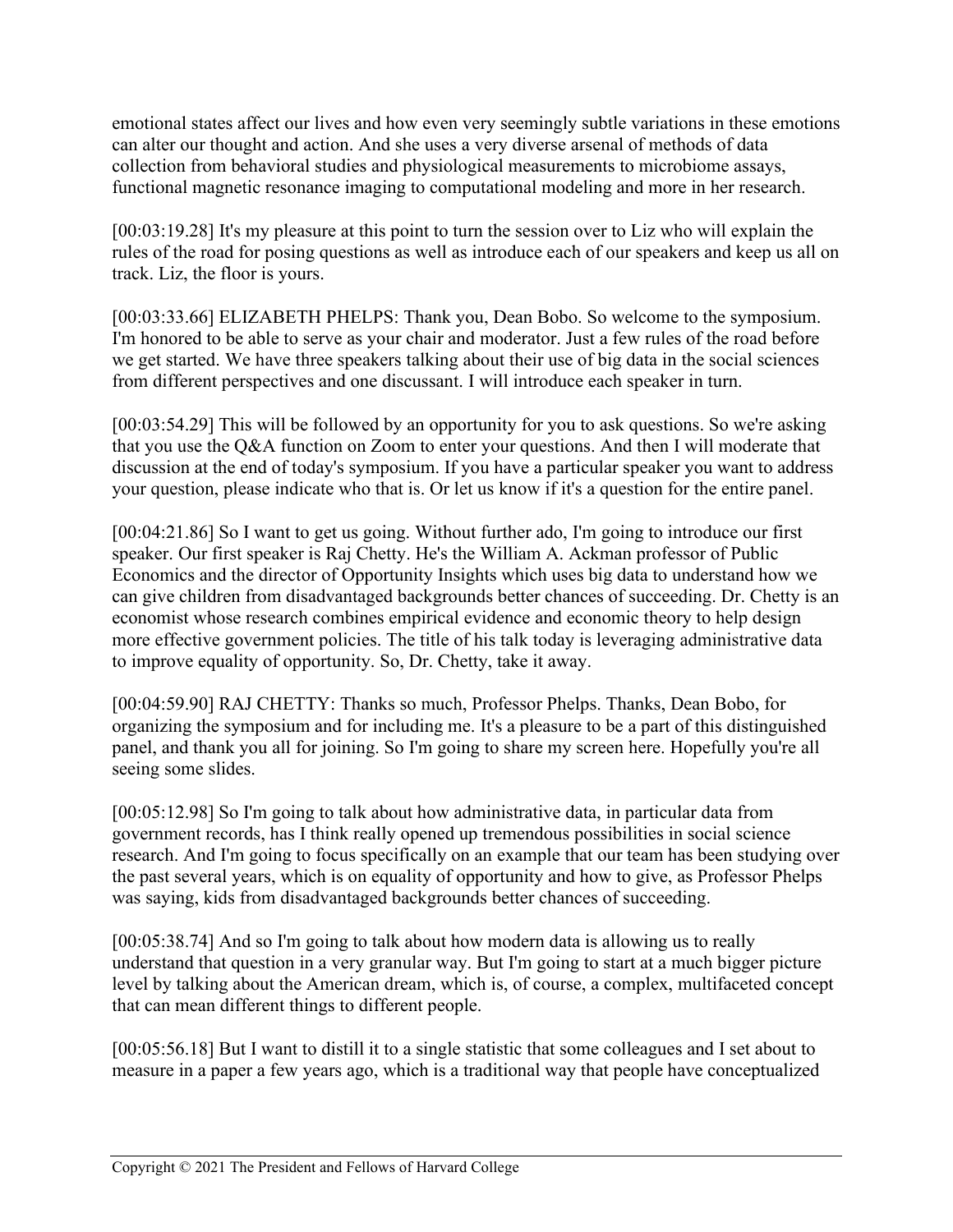emotional states affect our lives and how even very seemingly subtle variations in these emotions can alter our thought and action. And she uses a very diverse arsenal of methods of data collection from behavioral studies and physiological measurements to microbiome assays, functional magnetic resonance imaging to computational modeling and more in her research.

[00:03:19.28] It's my pleasure at this point to turn the session over to Liz who will explain the rules of the road for posing questions as well as introduce each of our speakers and keep us all on track. Liz, the floor is yours.

[00:03:33.66] ELIZABETH PHELPS: Thank you, Dean Bobo. So welcome to the symposium. I'm honored to be able to serve as your chair and moderator. Just a few rules of the road before we get started. We have three speakers talking about their use of big data in the social sciences from different perspectives and one discussant. I will introduce each speaker in turn.

[00:03:54.29] This will be followed by an opportunity for you to ask questions. So we're asking that you use the Q&A function on Zoom to enter your questions. And then I will moderate that discussion at the end of today's symposium. If you have a particular speaker you want to address your question, please indicate who that is. Or let us know if it's a question for the entire panel.

[00:04:21.86] So I want to get us going. Without further ado, I'm going to introduce our first speaker. Our first speaker is Raj Chetty. He's the William A. Ackman professor of Public Economics and the director of Opportunity Insights which uses big data to understand how we can give children from disadvantaged backgrounds better chances of succeeding. Dr. Chetty is an economist whose research combines empirical evidence and economic theory to help design more effective government policies. The title of his talk today is leveraging administrative data to improve equality of opportunity. So, Dr. Chetty, take it away.

[00:04:59.90] RAJ CHETTY: Thanks so much, Professor Phelps. Thanks, Dean Bobo, for organizing the symposium and for including me. It's a pleasure to be a part of this distinguished panel, and thank you all for joining. So I'm going to share my screen here. Hopefully you're all seeing some slides.

[00:05:12.98] So I'm going to talk about how administrative data, in particular data from government records, has I think really opened up tremendous possibilities in social science research. And I'm going to focus specifically on an example that our team has been studying over the past several years, which is on equality of opportunity and how to give, as Professor Phelps was saying, kids from disadvantaged backgrounds better chances of succeeding.

[00:05:38.74] And so I'm going to talk about how modern data is allowing us to really understand that question in a very granular way. But I'm going to start at a much bigger picture level by talking about the American dream, which is, of course, a complex, multifaceted concept that can mean different things to different people.

[00:05:56.18] But I want to distill it to a single statistic that some colleagues and I set about to measure in a paper a few years ago, which is a traditional way that people have conceptualized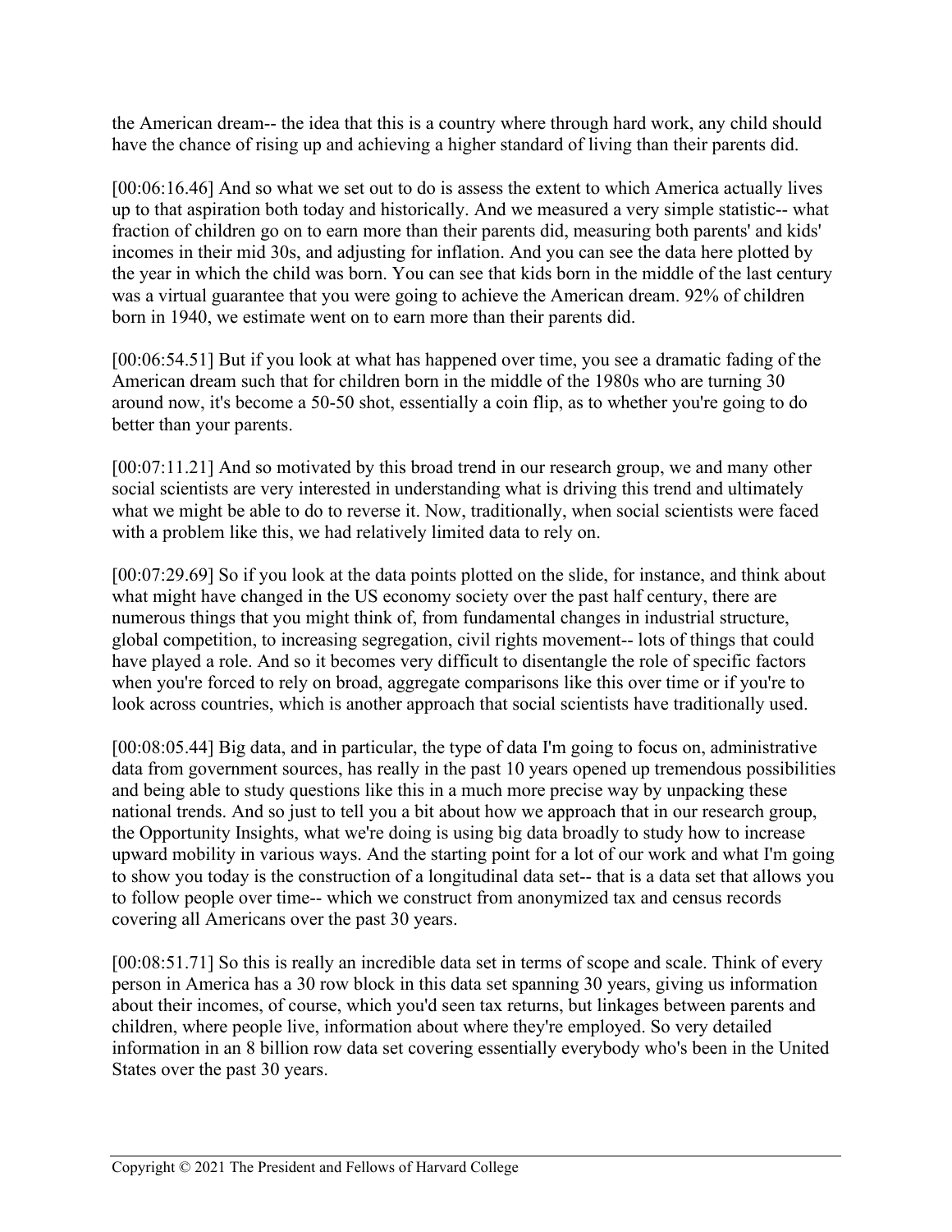the American dream-- the idea that this is a country where through hard work, any child should have the chance of rising up and achieving a higher standard of living than their parents did.

[00:06:16.46] And so what we set out to do is assess the extent to which America actually lives up to that aspiration both today and historically. And we measured a very simple statistic-- what fraction of children go on to earn more than their parents did, measuring both parents' and kids' incomes in their mid 30s, and adjusting for inflation. And you can see the data here plotted by the year in which the child was born. You can see that kids born in the middle of the last century was a virtual guarantee that you were going to achieve the American dream. 92% of children born in 1940, we estimate went on to earn more than their parents did.

[00:06:54.51] But if you look at what has happened over time, you see a dramatic fading of the American dream such that for children born in the middle of the 1980s who are turning 30 around now, it's become a 50-50 shot, essentially a coin flip, as to whether you're going to do better than your parents.

[00:07:11.21] And so motivated by this broad trend in our research group, we and many other social scientists are very interested in understanding what is driving this trend and ultimately what we might be able to do to reverse it. Now, traditionally, when social scientists were faced with a problem like this, we had relatively limited data to rely on.

[00:07:29.69] So if you look at the data points plotted on the slide, for instance, and think about what might have changed in the US economy society over the past half century, there are numerous things that you might think of, from fundamental changes in industrial structure, global competition, to increasing segregation, civil rights movement-- lots of things that could have played a role. And so it becomes very difficult to disentangle the role of specific factors when you're forced to rely on broad, aggregate comparisons like this over time or if you're to look across countries, which is another approach that social scientists have traditionally used.

[00:08:05.44] Big data, and in particular, the type of data I'm going to focus on, administrative data from government sources, has really in the past 10 years opened up tremendous possibilities and being able to study questions like this in a much more precise way by unpacking these national trends. And so just to tell you a bit about how we approach that in our research group, the Opportunity Insights, what we're doing is using big data broadly to study how to increase upward mobility in various ways. And the starting point for a lot of our work and what I'm going to show you today is the construction of a longitudinal data set-- that is a data set that allows you to follow people over time-- which we construct from anonymized tax and census records covering all Americans over the past 30 years.

[00:08:51.71] So this is really an incredible data set in terms of scope and scale. Think of every person in America has a 30 row block in this data set spanning 30 years, giving us information about their incomes, of course, which you'd seen tax returns, but linkages between parents and children, where people live, information about where they're employed. So very detailed information in an 8 billion row data set covering essentially everybody who's been in the United States over the past 30 years.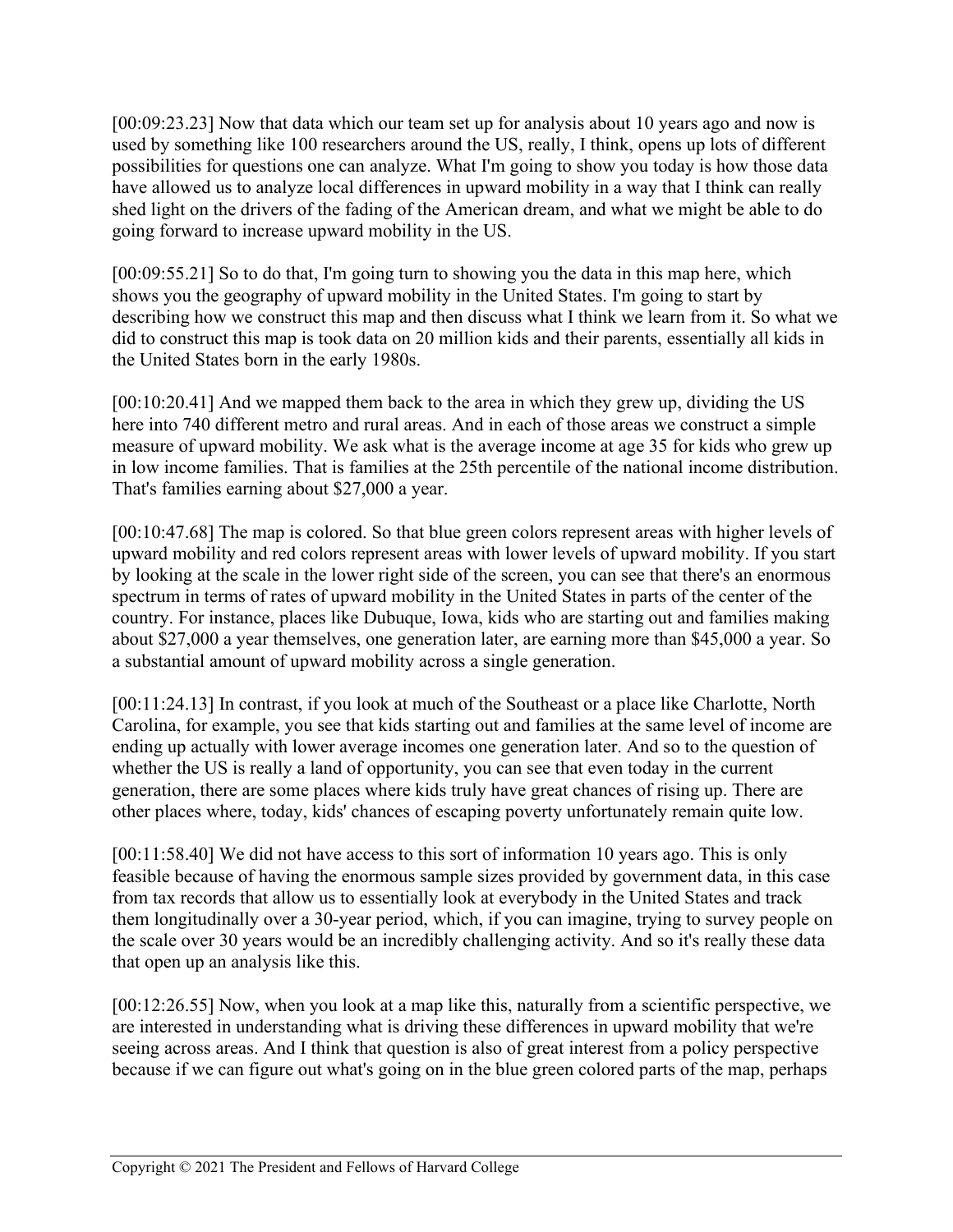[00:09:23.23] Now that data which our team set up for analysis about 10 years ago and now is used by something like 100 researchers around the US, really, I think, opens up lots of different possibilities for questions one can analyze. What I'm going to show you today is how those data have allowed us to analyze local differences in upward mobility in a way that I think can really shed light on the drivers of the fading of the American dream, and what we might be able to do going forward to increase upward mobility in the US.

[00:09:55.21] So to do that, I'm going turn to showing you the data in this map here, which shows you the geography of upward mobility in the United States. I'm going to start by describing how we construct this map and then discuss what I think we learn from it. So what we did to construct this map is took data on 20 million kids and their parents, essentially all kids in the United States born in the early 1980s.

[00:10:20.41] And we mapped them back to the area in which they grew up, dividing the US here into 740 different metro and rural areas. And in each of those areas we construct a simple measure of upward mobility. We ask what is the average income at age 35 for kids who grew up in low income families. That is families at the 25th percentile of the national income distribution. That's families earning about $27,000 a year.

[00:10:47.68] The map is colored. So that blue green colors represent areas with higher levels of upward mobility and red colors represent areas with lower levels of upward mobility. If you start by looking at the scale in the lower right side of the screen, you can see that there's an enormous spectrum in terms of rates of upward mobility in the United States in parts of the center of the country. For instance, places like Dubuque, Iowa, kids who are starting out and families making about $27,000 a year themselves, one generation later, are earning more than $45,000 a year. So a substantial amount of upward mobility across a single generation.

[00:11:24.13] In contrast, if you look at much of the Southeast or a place like Charlotte, North Carolina, for example, you see that kids starting out and families at the same level of income are ending up actually with lower average incomes one generation later. And so to the question of whether the US is really a land of opportunity, you can see that even today in the current generation, there are some places where kids truly have great chances of rising up. There are other places where, today, kids' chances of escaping poverty unfortunately remain quite low.

[00:11:58.40] We did not have access to this sort of information 10 years ago. This is only feasible because of having the enormous sample sizes provided by government data, in this case from tax records that allow us to essentially look at everybody in the United States and track them longitudinally over a 30-year period, which, if you can imagine, trying to survey people on the scale over 30 years would be an incredibly challenging activity. And so it's really these data that open up an analysis like this.

[00:12:26.55] Now, when you look at a map like this, naturally from a scientific perspective, we are interested in understanding what is driving these differences in upward mobility that we're seeing across areas. And I think that question is also of great interest from a policy perspective because if we can figure out what's going on in the blue green colored parts of the map, perhaps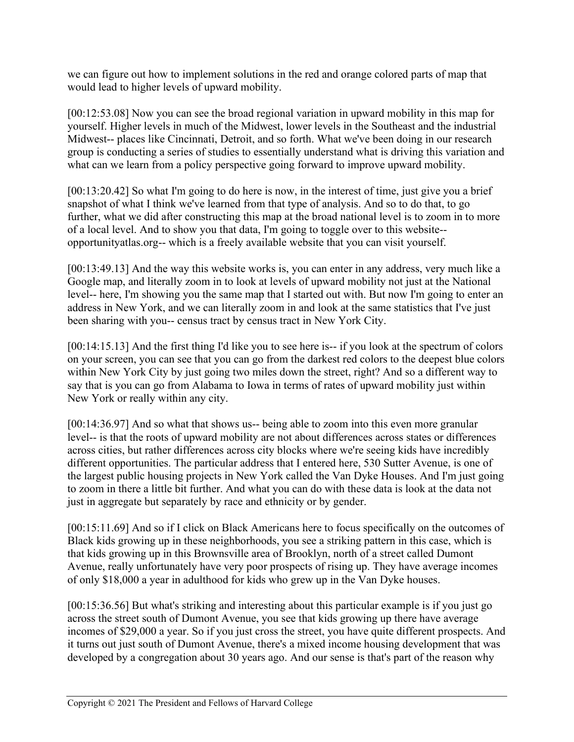we can figure out how to implement solutions in the red and orange colored parts of map that would lead to higher levels of upward mobility.

[00:12:53.08] Now you can see the broad regional variation in upward mobility in this map for yourself. Higher levels in much of the Midwest, lower levels in the Southeast and the industrial Midwest-- places like Cincinnati, Detroit, and so forth. What we've been doing in our research group is conducting a series of studies to essentially understand what is driving this variation and what can we learn from a policy perspective going forward to improve upward mobility.

[00:13:20.42] So what I'm going to do here is now, in the interest of time, just give you a brief snapshot of what I think we've learned from that type of analysis. And so to do that, to go further, what we did after constructing this map at the broad national level is to zoom in to more of a local level. And to show you that data, I'm going to toggle over to this website-- opportunityatlas.org-- which is a freely available website that you can visit yourself.

[00:13:49.13] And the way this website works is, you can enter in any address, very much like a Google map, and literally zoom in to look at levels of upward mobility not just at the National level-- here, I'm showing you the same map that I started out with. But now I'm going to enter an address in New York, and we can literally zoom in and look at the same statistics that I've just been sharing with you-- census tract by census tract in New York City.

[00:14:15.13] And the first thing I'd like you to see here is-- if you look at the spectrum of colors on your screen, you can see that you can go from the darkest red colors to the deepest blue colors within New York City by just going two miles down the street, right? And so a different way to say that is you can go from Alabama to Iowa in terms of rates of upward mobility just within New York or really within any city.

[00:14:36.97] And so what that shows us-- being able to zoom into this even more granular level-- is that the roots of upward mobility are not about differences across states or differences across cities, but rather differences across city blocks where we're seeing kids have incredibly different opportunities. The particular address that I entered here, 530 Sutter Avenue, is one of the largest public housing projects in New York called the Van Dyke Houses. And I'm just going to zoom in there a little bit further. And what you can do with these data is look at the data not just in aggregate but separately by race and ethnicity or by gender.

[00:15:11.69] And so if I click on Black Americans here to focus specifically on the outcomes of Black kids growing up in these neighborhoods, you see a striking pattern in this case, which is that kids growing up in this Brownsville area of Brooklyn, north of a street called Dumont Avenue, really unfortunately have very poor prospects of rising up. They have average incomes of only $18,000 a year in adulthood for kids who grew up in the Van Dyke houses.

[00:15:36.56] But what's striking and interesting about this particular example is if you just go across the street south of Dumont Avenue, you see that kids growing up there have average incomes of $29,000 a year. So if you just cross the street, you have quite different prospects. And it turns out just south of Dumont Avenue, there's a mixed income housing development that was developed by a congregation about 30 years ago. And our sense is that's part of the reason why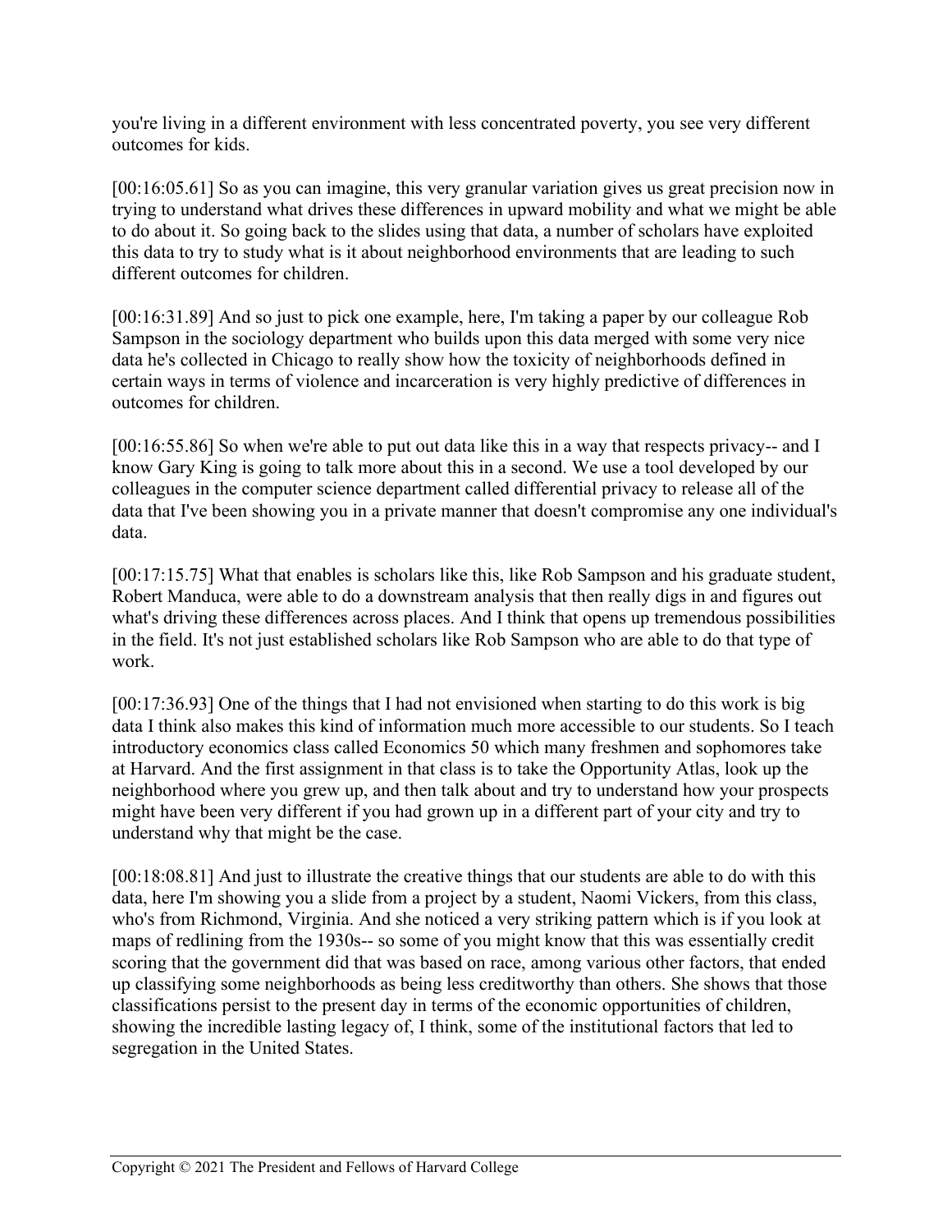you're living in a different environment with less concentrated poverty, you see very different outcomes for kids.

[00:16:05.61] So as you can imagine, this very granular variation gives us great precision now in trying to understand what drives these differences in upward mobility and what we might be able to do about it. So going back to the slides using that data, a number of scholars have exploited this data to try to study what is it about neighborhood environments that are leading to such different outcomes for children.

[00:16:31.89] And so just to pick one example, here, I'm taking a paper by our colleague Rob Sampson in the sociology department who builds upon this data merged with some very nice data he's collected in Chicago to really show how the toxicity of neighborhoods defined in certain ways in terms of violence and incarceration is very highly predictive of differences in outcomes for children.

[00:16:55.86] So when we're able to put out data like this in a way that respects privacy-- and I know Gary King is going to talk more about this in a second. We use a tool developed by our colleagues in the computer science department called differential privacy to release all of the data that I've been showing you in a private manner that doesn't compromise any one individual's data.

[00:17:15.75] What that enables is scholars like this, like Rob Sampson and his graduate student, Robert Manduca, were able to do a downstream analysis that then really digs in and figures out what's driving these differences across places. And I think that opens up tremendous possibilities in the field. It's not just established scholars like Rob Sampson who are able to do that type of work.

[00:17:36.93] One of the things that I had not envisioned when starting to do this work is big data I think also makes this kind of information much more accessible to our students. So I teach introductory economics class called Economics 50 which many freshmen and sophomores take at Harvard. And the first assignment in that class is to take the Opportunity Atlas, look up the neighborhood where you grew up, and then talk about and try to understand how your prospects might have been very different if you had grown up in a different part of your city and try to understand why that might be the case.

[00:18:08.81] And just to illustrate the creative things that our students are able to do with this data, here I'm showing you a slide from a project by a student, Naomi Vickers, from this class, who's from Richmond, Virginia. And she noticed a very striking pattern which is if you look at maps of redlining from the 1930s-- so some of you might know that this was essentially credit scoring that the government did that was based on race, among various other factors, that ended up classifying some neighborhoods as being less creditworthy than others. She shows that those classifications persist to the present day in terms of the economic opportunities of children, showing the incredible lasting legacy of, I think, some of the institutional factors that led to segregation in the United States.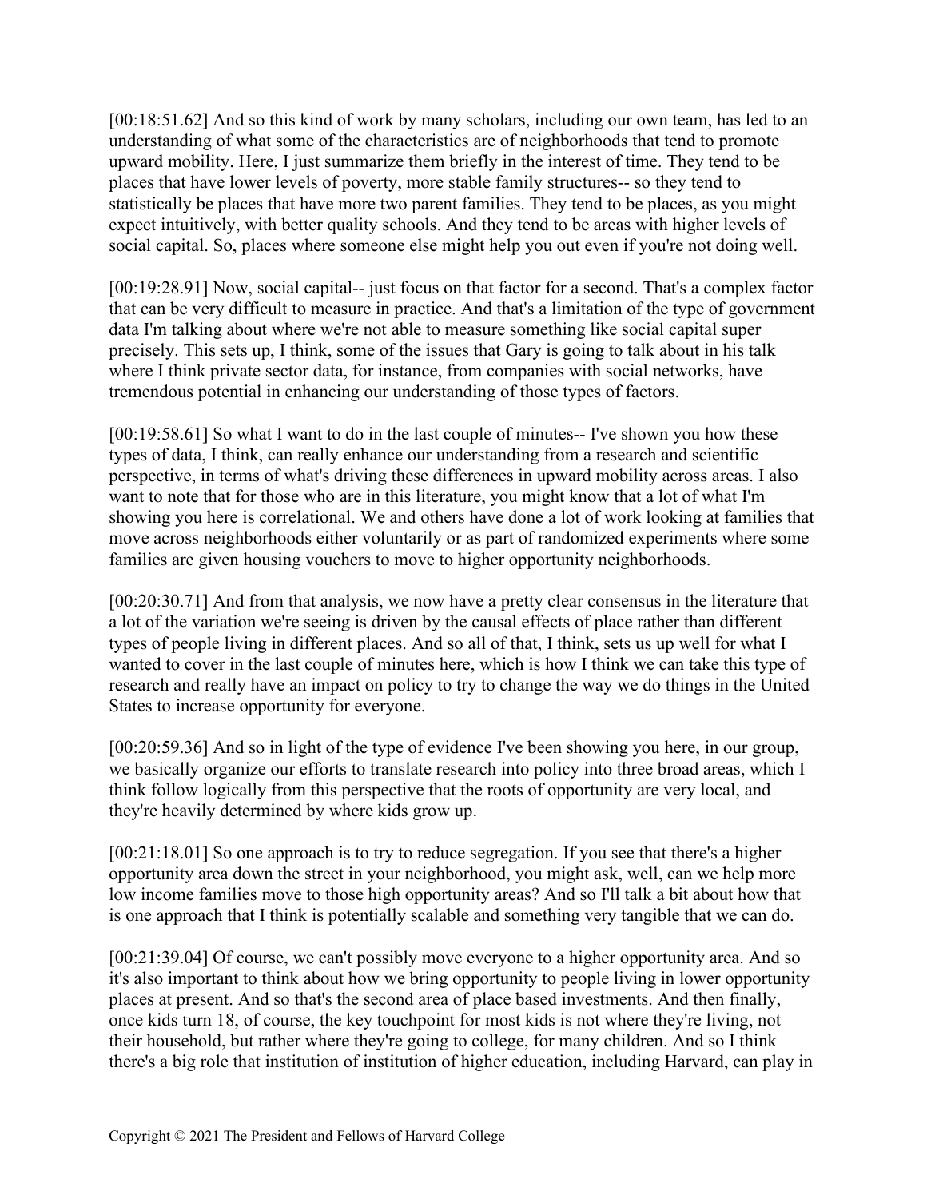[00:18:51.62] And so this kind of work by many scholars, including our own team, has led to an understanding of what some of the characteristics are of neighborhoods that tend to promote upward mobility. Here, I just summarize them briefly in the interest of time. They tend to be places that have lower levels of poverty, more stable family structures-- so they tend to statistically be places that have more two parent families. They tend to be places, as you might expect intuitively, with better quality schools. And they tend to be areas with higher levels of social capital. So, places where someone else might help you out even if you're not doing well.

[00:19:28.91] Now, social capital-- just focus on that factor for a second. That's a complex factor that can be very difficult to measure in practice. And that's a limitation of the type of government data I'm talking about where we're not able to measure something like social capital super precisely. This sets up, I think, some of the issues that Gary is going to talk about in his talk where I think private sector data, for instance, from companies with social networks, have tremendous potential in enhancing our understanding of those types of factors.

[00:19:58.61] So what I want to do in the last couple of minutes-- I've shown you how these types of data, I think, can really enhance our understanding from a research and scientific perspective, in terms of what's driving these differences in upward mobility across areas. I also want to note that for those who are in this literature, you might know that a lot of what I'm showing you here is correlational. We and others have done a lot of work looking at families that move across neighborhoods either voluntarily or as part of randomized experiments where some families are given housing vouchers to move to higher opportunity neighborhoods.

[00:20:30.71] And from that analysis, we now have a pretty clear consensus in the literature that a lot of the variation we're seeing is driven by the causal effects of place rather than different types of people living in different places. And so all of that, I think, sets us up well for what I wanted to cover in the last couple of minutes here, which is how I think we can take this type of research and really have an impact on policy to try to change the way we do things in the United States to increase opportunity for everyone.

[00:20:59.36] And so in light of the type of evidence I've been showing you here, in our group, we basically organize our efforts to translate research into policy into three broad areas, which I think follow logically from this perspective that the roots of opportunity are very local, and they're heavily determined by where kids grow up.

[00:21:18.01] So one approach is to try to reduce segregation. If you see that there's a higher opportunity area down the street in your neighborhood, you might ask, well, can we help more low income families move to those high opportunity areas? And so I'll talk a bit about how that is one approach that I think is potentially scalable and something very tangible that we can do.

[00:21:39.04] Of course, we can't possibly move everyone to a higher opportunity area. And so it's also important to think about how we bring opportunity to people living in lower opportunity places at present. And so that's the second area of place based investments. And then finally, once kids turn 18, of course, the key touchpoint for most kids is not where they're living, not their household, but rather where they're going to college, for many children. And so I think there's a big role that institution of institution of higher education, including Harvard, can play in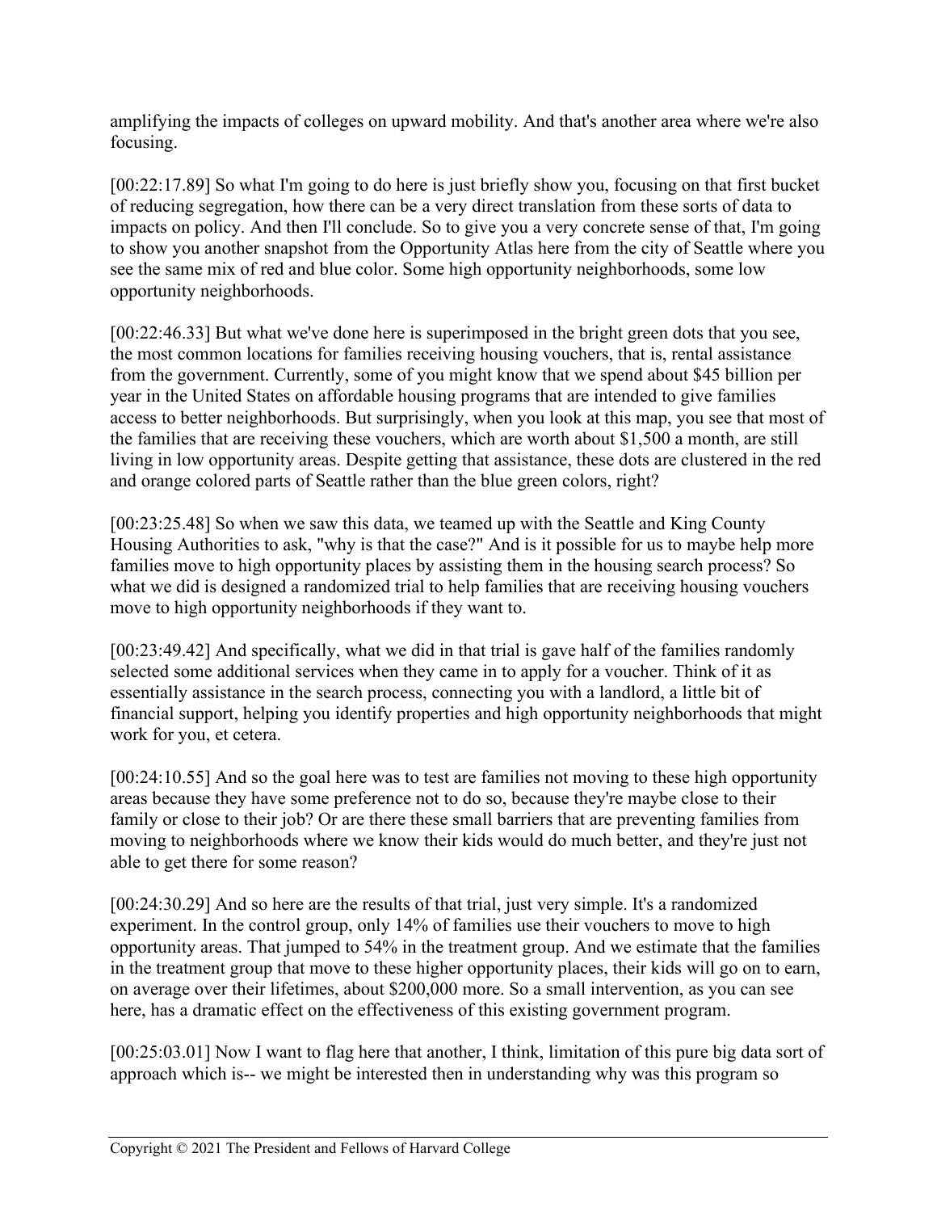amplifying the impacts of colleges on upward mobility. And that's another area where we're also focusing.

[00:22:17.89] So what I'm going to do here is just briefly show you, focusing on that first bucket of reducing segregation, how there can be a very direct translation from these sorts of data to impacts on policy. And then I'll conclude. So to give you a very concrete sense of that, I'm going to show you another snapshot from the Opportunity Atlas here from the city of Seattle where you see the same mix of red and blue color. Some high opportunity neighborhoods, some low opportunity neighborhoods.

[00:22:46.33] But what we've done here is superimposed in the bright green dots that you see, the most common locations for families receiving housing vouchers, that is, rental assistance from the government. Currently, some of you might know that we spend about $45 billion per year in the United States on affordable housing programs that are intended to give families access to better neighborhoods. But surprisingly, when you look at this map, you see that most of the families that are receiving these vouchers, which are worth about $1,500 a month, are still living in low opportunity areas. Despite getting that assistance, these dots are clustered in the red and orange colored parts of Seattle rather than the blue green colors, right?

[00:23:25.48] So when we saw this data, we teamed up with the Seattle and King County Housing Authorities to ask, "why is that the case?" And is it possible for us to maybe help more families move to high opportunity places by assisting them in the housing search process? So what we did is designed a randomized trial to help families that are receiving housing vouchers move to high opportunity neighborhoods if they want to.

[00:23:49.42] And specifically, what we did in that trial is gave half of the families randomly selected some additional services when they came in to apply for a voucher. Think of it as essentially assistance in the search process, connecting you with a landlord, a little bit of financial support, helping you identify properties and high opportunity neighborhoods that might work for you, et cetera.

[00:24:10.55] And so the goal here was to test are families not moving to these high opportunity areas because they have some preference not to do so, because they're maybe close to their family or close to their job? Or are there these small barriers that are preventing families from moving to neighborhoods where we know their kids would do much better, and they're just not able to get there for some reason?

[00:24:30.29] And so here are the results of that trial, just very simple. It's a randomized experiment. In the control group, only 14% of families use their vouchers to move to high opportunity areas. That jumped to 54% in the treatment group. And we estimate that the families in the treatment group that move to these higher opportunity places, their kids will go on to earn, on average over their lifetimes, about $200,000 more. So a small intervention, as you can see here, has a dramatic effect on the effectiveness of this existing government program.

[00:25:03.01] Now I want to flag here that another, I think, limitation of this pure big data sort of approach which is-- we might be interested then in understanding why was this program so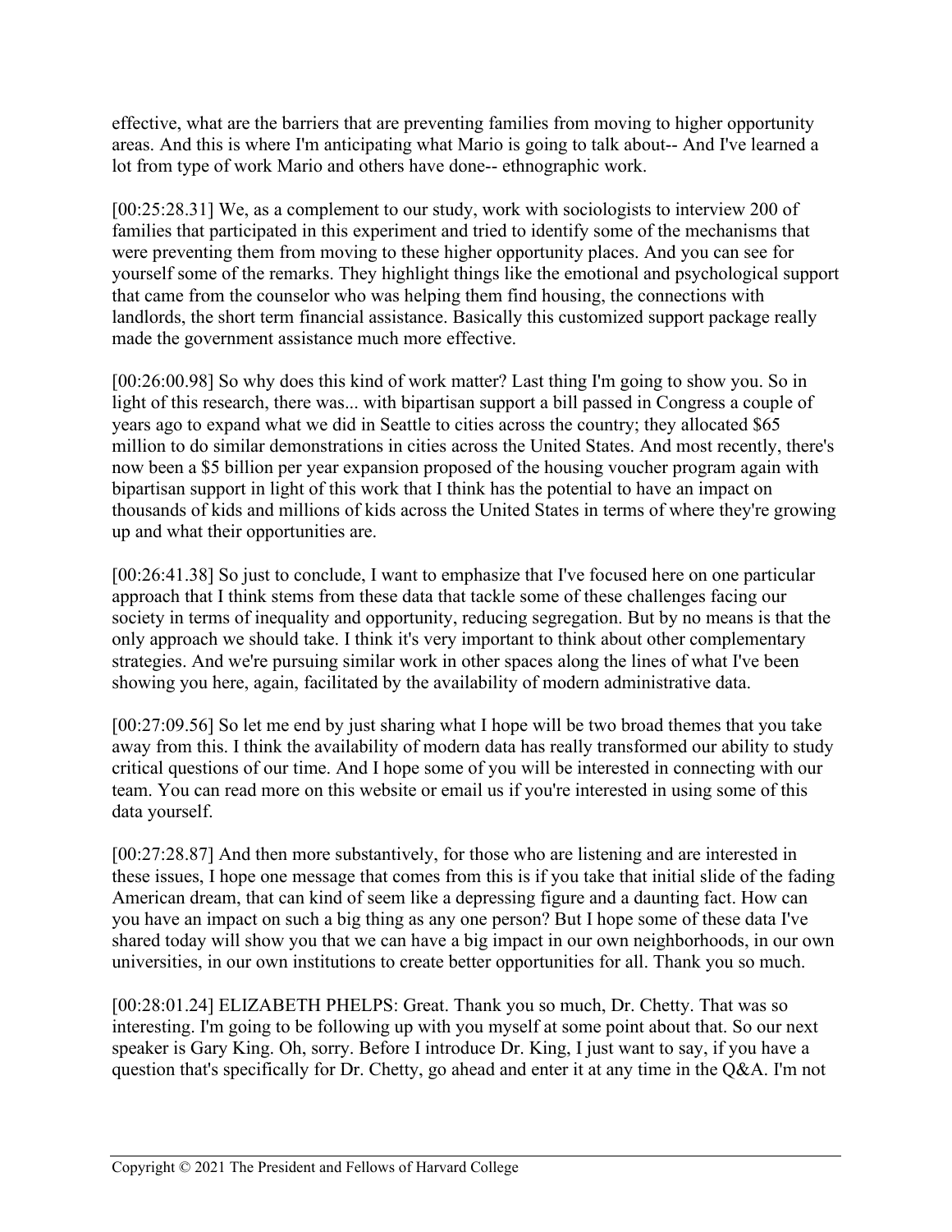effective, what are the barriers that are preventing families from moving to higher opportunity areas. And this is where I'm anticipating what Mario is going to talk about-- And I've learned a lot from type of work Mario and others have done-- ethnographic work.

[00:25:28.31] We, as a complement to our study, work with sociologists to interview 200 of families that participated in this experiment and tried to identify some of the mechanisms that were preventing them from moving to these higher opportunity places. And you can see for yourself some of the remarks. They highlight things like the emotional and psychological support that came from the counselor who was helping them find housing, the connections with landlords, the short term financial assistance. Basically this customized support package really made the government assistance much more effective.

[00:26:00.98] So why does this kind of work matter? Last thing I'm going to show you. So in light of this research, there was... with bipartisan support a bill passed in Congress a couple of years ago to expand what we did in Seattle to cities across the country; they allocated $65 million to do similar demonstrations in cities across the United States. And most recently, there's now been a $5 billion per year expansion proposed of the housing voucher program again with bipartisan support in light of this work that I think has the potential to have an impact on thousands of kids and millions of kids across the United States in terms of where they're growing up and what their opportunities are.

[00:26:41.38] So just to conclude, I want to emphasize that I've focused here on one particular approach that I think stems from these data that tackle some of these challenges facing our society in terms of inequality and opportunity, reducing segregation. But by no means is that the only approach we should take. I think it's very important to think about other complementary strategies. And we're pursuing similar work in other spaces along the lines of what I've been showing you here, again, facilitated by the availability of modern administrative data.

[00:27:09.56] So let me end by just sharing what I hope will be two broad themes that you take away from this. I think the availability of modern data has really transformed our ability to study critical questions of our time. And I hope some of you will be interested in connecting with our team. You can read more on this website or email us if you're interested in using some of this data yourself.

[00:27:28.87] And then more substantively, for those who are listening and are interested in these issues, I hope one message that comes from this is if you take that initial slide of the fading American dream, that can kind of seem like a depressing figure and a daunting fact. How can you have an impact on such a big thing as any one person? But I hope some of these data I've shared today will show you that we can have a big impact in our own neighborhoods, in our own universities, in our own institutions to create better opportunities for all. Thank you so much.

[00:28:01.24] ELIZABETH PHELPS: Great. Thank you so much, Dr. Chetty. That was so interesting. I'm going to be following up with you myself at some point about that. So our next speaker is Gary King. Oh, sorry. Before I introduce Dr. King, I just want to say, if you have a question that's specifically for Dr. Chetty, go ahead and enter it at any time in the Q&A. I'm not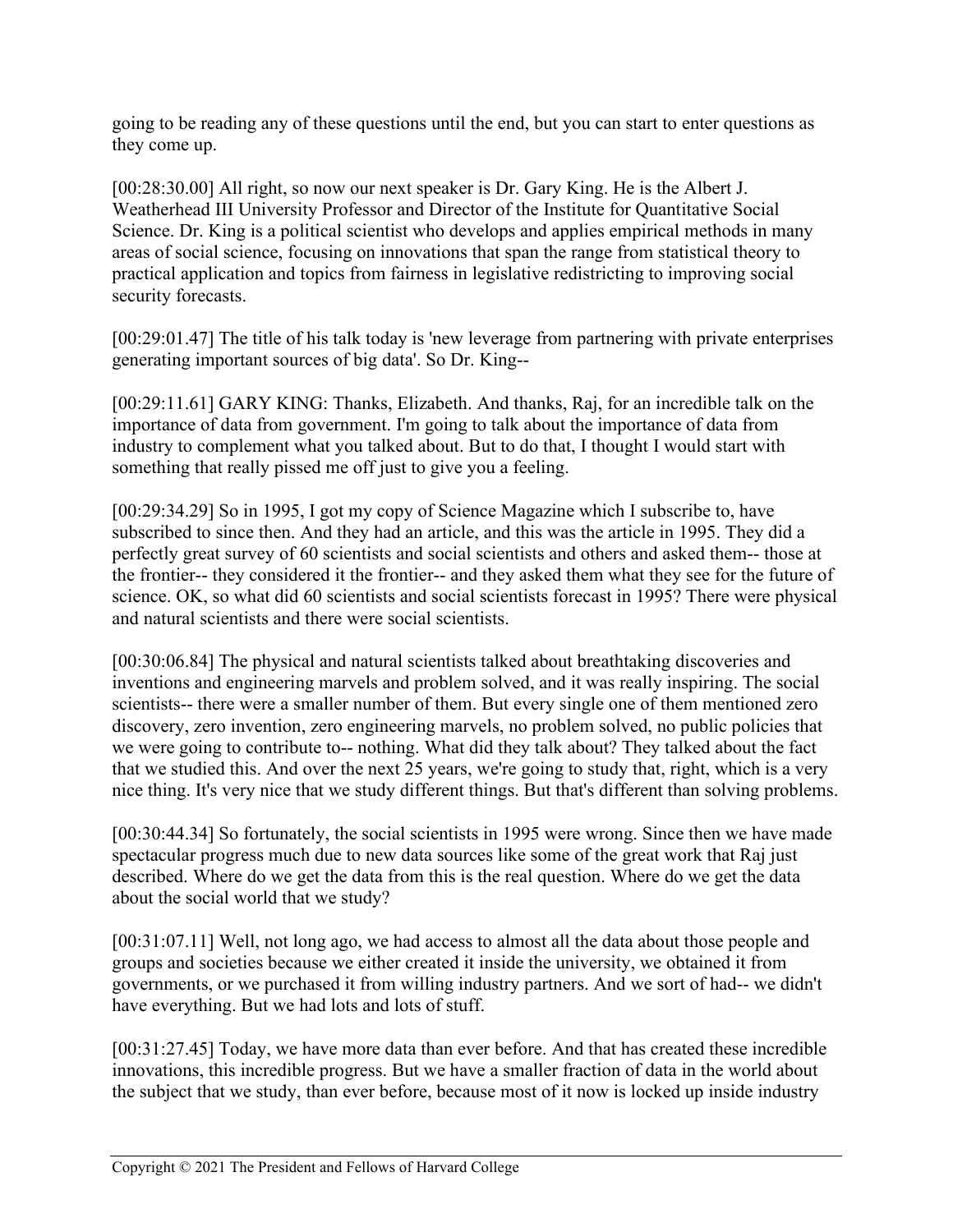going to be reading any of these questions until the end, but you can start to enter questions as they come up.

[00:28:30.00] All right, so now our next speaker is Dr. Gary King. He is the Albert J. Weatherhead III University Professor and Director of the Institute for Quantitative Social Science. Dr. King is a political scientist who develops and applies empirical methods in many areas of social science, focusing on innovations that span the range from statistical theory to practical application and topics from fairness in legislative redistricting to improving social security forecasts.

[00:29:01.47] The title of his talk today is 'new leverage from partnering with private enterprises generating important sources of big data'. So Dr. King--

[00:29:11.61] GARY KING: Thanks, Elizabeth. And thanks, Raj, for an incredible talk on the importance of data from government. I'm going to talk about the importance of data from industry to complement what you talked about. But to do that, I thought I would start with something that really pissed me off just to give you a feeling.

[00:29:34.29] So in 1995, I got my copy of Science Magazine which I subscribe to, have subscribed to since then. And they had an article, and this was the article in 1995. They did a perfectly great survey of 60 scientists and social scientists and others and asked them-- those at the frontier-- they considered it the frontier-- and they asked them what they see for the future of science. OK, so what did 60 scientists and social scientists forecast in 1995? There were physical and natural scientists and there were social scientists.

[00:30:06.84] The physical and natural scientists talked about breathtaking discoveries and inventions and engineering marvels and problem solved, and it was really inspiring. The social scientists-- there were a smaller number of them. But every single one of them mentioned zero discovery, zero invention, zero engineering marvels, no problem solved, no public policies that we were going to contribute to-- nothing. What did they talk about? They talked about the fact that we studied this. And over the next 25 years, we're going to study that, right, which is a very nice thing. It's very nice that we study different things. But that's different than solving problems.

[00:30:44.34] So fortunately, the social scientists in 1995 were wrong. Since then we have made spectacular progress much due to new data sources like some of the great work that Raj just described. Where do we get the data from this is the real question. Where do we get the data about the social world that we study?

[00:31:07.11] Well, not long ago, we had access to almost all the data about those people and groups and societies because we either created it inside the university, we obtained it from governments, or we purchased it from willing industry partners. And we sort of had-- we didn't have everything. But we had lots and lots of stuff.

[00:31:27.45] Today, we have more data than ever before. And that has created these incredible innovations, this incredible progress. But we have a smaller fraction of data in the world about the subject that we study, than ever before, because most of it now is locked up inside industry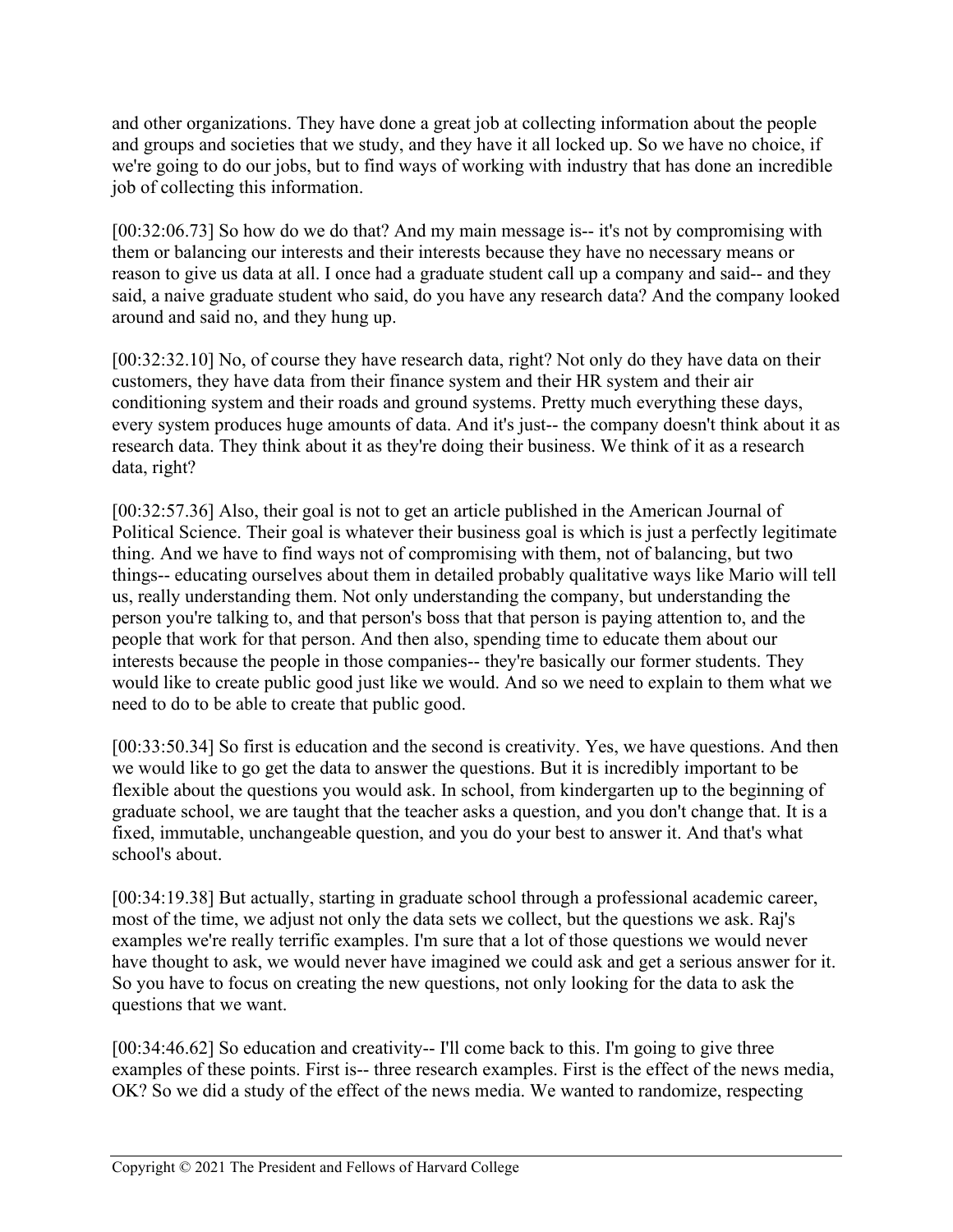and other organizations. They have done a great job at collecting information about the people and groups and societies that we study, and they have it all locked up. So we have no choice, if we're going to do our jobs, but to find ways of working with industry that has done an incredible job of collecting this information.

[00:32:06.73] So how do we do that? And my main message is-- it's not by compromising with them or balancing our interests and their interests because they have no necessary means or reason to give us data at all. I once had a graduate student call up a company and said-- and they said, a naive graduate student who said, do you have any research data? And the company looked around and said no, and they hung up.

[00:32:32.10] No, of course they have research data, right? Not only do they have data on their customers, they have data from their finance system and their HR system and their air conditioning system and their roads and ground systems. Pretty much everything these days, every system produces huge amounts of data. And it's just-- the company doesn't think about it as research data. They think about it as they're doing their business. We think of it as a research data, right?

[00:32:57.36] Also, their goal is not to get an article published in the American Journal of Political Science. Their goal is whatever their business goal is which is just a perfectly legitimate thing. And we have to find ways not of compromising with them, not of balancing, but two things-- educating ourselves about them in detailed probably qualitative ways like Mario will tell us, really understanding them. Not only understanding the company, but understanding the person you're talking to, and that person's boss that that person is paying attention to, and the people that work for that person. And then also, spending time to educate them about our interests because the people in those companies-- they're basically our former students. They would like to create public good just like we would. And so we need to explain to them what we need to do to be able to create that public good.

[00:33:50.34] So first is education and the second is creativity. Yes, we have questions. And then we would like to go get the data to answer the questions. But it is incredibly important to be flexible about the questions you would ask. In school, from kindergarten up to the beginning of graduate school, we are taught that the teacher asks a question, and you don't change that. It is a fixed, immutable, unchangeable question, and you do your best to answer it. And that's what school's about.

[00:34:19.38] But actually, starting in graduate school through a professional academic career, most of the time, we adjust not only the data sets we collect, but the questions we ask. Raj's examples we're really terrific examples. I'm sure that a lot of those questions we would never have thought to ask, we would never have imagined we could ask and get a serious answer for it. So you have to focus on creating the new questions, not only looking for the data to ask the questions that we want.

[00:34:46.62] So education and creativity-- I'll come back to this. I'm going to give three examples of these points. First is-- three research examples. First is the effect of the news media, OK? So we did a study of the effect of the news media. We wanted to randomize, respecting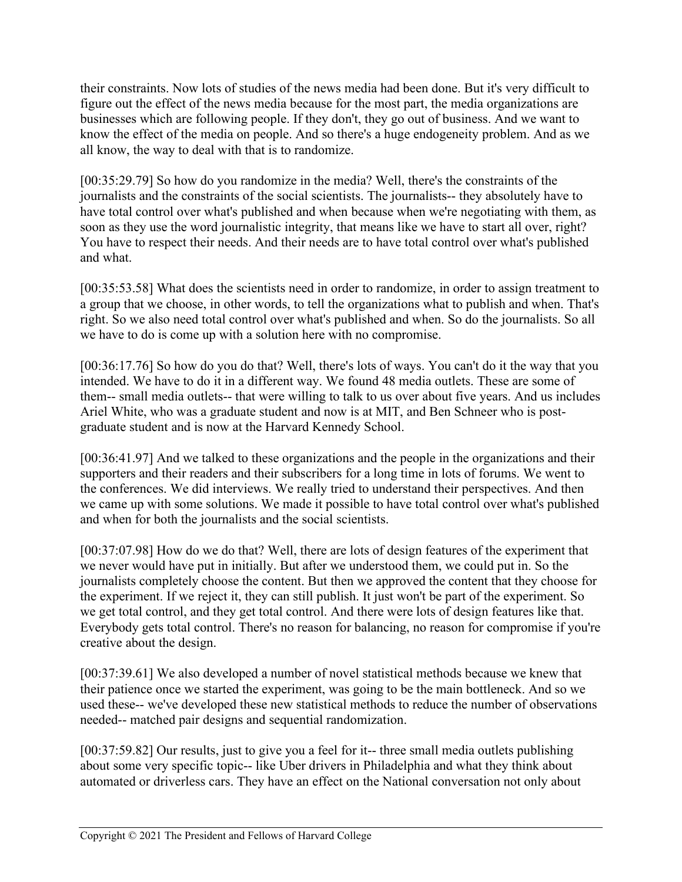their constraints. Now lots of studies of the news media had been done. But it's very difficult to figure out the effect of the news media because for the most part, the media organizations are businesses which are following people. If they don't, they go out of business. And we want to know the effect of the media on people. And so there's a huge endogeneity problem. And as we all know, the way to deal with that is to randomize.

[00:35:29.79] So how do you randomize in the media? Well, there's the constraints of the journalists and the constraints of the social scientists. The journalists-- they absolutely have to have total control over what's published and when because when we're negotiating with them, as soon as they use the word journalistic integrity, that means like we have to start all over, right? You have to respect their needs. And their needs are to have total control over what's published and what.

[00:35:53.58] What does the scientists need in order to randomize, in order to assign treatment to a group that we choose, in other words, to tell the organizations what to publish and when. That's right. So we also need total control over what's published and when. So do the journalists. So all we have to do is come up with a solution here with no compromise.

[00:36:17.76] So how do you do that? Well, there's lots of ways. You can't do it the way that you intended. We have to do it in a different way. We found 48 media outlets. These are some of them-- small media outlets-- that were willing to talk to us over about five years. And us includes Ariel White, who was a graduate student and now is at MIT, and Ben Schneer who is post-graduate student and is now at the Harvard Kennedy School.

[00:36:41.97] And we talked to these organizations and the people in the organizations and their supporters and their readers and their subscribers for a long time in lots of forums. We went to the conferences. We did interviews. We really tried to understand their perspectives. And then we came up with some solutions. We made it possible to have total control over what's published and when for both the journalists and the social scientists.

[00:37:07.98] How do we do that? Well, there are lots of design features of the experiment that we never would have put in initially. But after we understood them, we could put in. So the journalists completely choose the content. But then we approved the content that they choose for the experiment. If we reject it, they can still publish. It just won't be part of the experiment. So we get total control, and they get total control. And there were lots of design features like that. Everybody gets total control. There's no reason for balancing, no reason for compromise if you're creative about the design.

[00:37:39.61] We also developed a number of novel statistical methods because we knew that their patience once we started the experiment, was going to be the main bottleneck. And so we used these-- we've developed these new statistical methods to reduce the number of observations needed-- matched pair designs and sequential randomization.

[00:37:59.82] Our results, just to give you a feel for it-- three small media outlets publishing about some very specific topic-- like Uber drivers in Philadelphia and what they think about automated or driverless cars. They have an effect on the National conversation not only about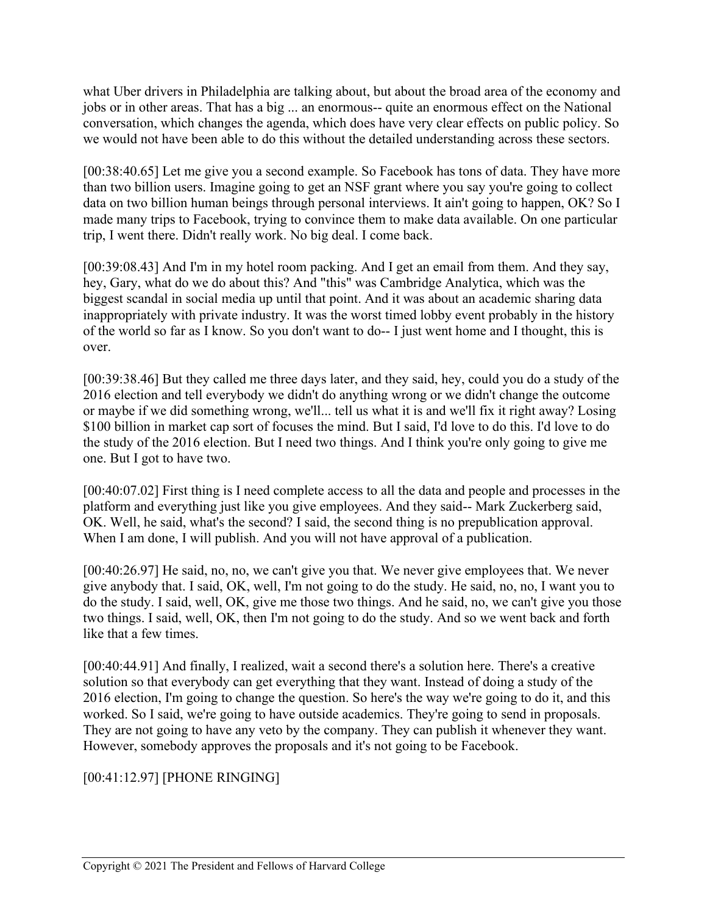what Uber drivers in Philadelphia are talking about, but about the broad area of the economy and jobs or in other areas. That has a big ... an enormous-- quite an enormous effect on the National conversation, which changes the agenda, which does have very clear effects on public policy. So we would not have been able to do this without the detailed understanding across these sectors.

[00:38:40.65] Let me give you a second example. So Facebook has tons of data. They have more than two billion users. Imagine going to get an NSF grant where you say you're going to collect data on two billion human beings through personal interviews. It ain't going to happen, OK? So I made many trips to Facebook, trying to convince them to make data available. On one particular trip, I went there. Didn't really work. No big deal. I come back.

[00:39:08.43] And I'm in my hotel room packing. And I get an email from them. And they say, hey, Gary, what do we do about this? And "this" was Cambridge Analytica, which was the biggest scandal in social media up until that point. And it was about an academic sharing data inappropriately with private industry. It was the worst timed lobby event probably in the history of the world so far as I know. So you don't want to do-- I just went home and I thought, this is over.

[00:39:38.46] But they called me three days later, and they said, hey, could you do a study of the 2016 election and tell everybody we didn't do anything wrong or we didn't change the outcome or maybe if we did something wrong, we'll... tell us what it is and we'll fix it right away? Losing $100 billion in market cap sort of focuses the mind. But I said, I'd love to do this. I'd love to do the study of the 2016 election. But I need two things. And I think you're only going to give me one. But I got to have two.

[00:40:07.02] First thing is I need complete access to all the data and people and processes in the platform and everything just like you give employees. And they said-- Mark Zuckerberg said, OK. Well, he said, what's the second? I said, the second thing is no prepublication approval. When I am done, I will publish. And you will not have approval of a publication.

[00:40:26.97] He said, no, no, we can't give you that. We never give employees that. We never give anybody that. I said, OK, well, I'm not going to do the study. He said, no, no, I want you to do the study. I said, well, OK, give me those two things. And he said, no, we can't give you those two things. I said, well, OK, then I'm not going to do the study. And so we went back and forth like that a few times.

[00:40:44.91] And finally, I realized, wait a second there's a solution here. There's a creative solution so that everybody can get everything that they want. Instead of doing a study of the 2016 election, I'm going to change the question. So here's the way we're going to do it, and this worked. So I said, we're going to have outside academics. They're going to send in proposals. They are not going to have any veto by the company. They can publish it whenever they want. However, somebody approves the proposals and it's not going to be Facebook.

[00:41:12.97] [PHONE RINGING]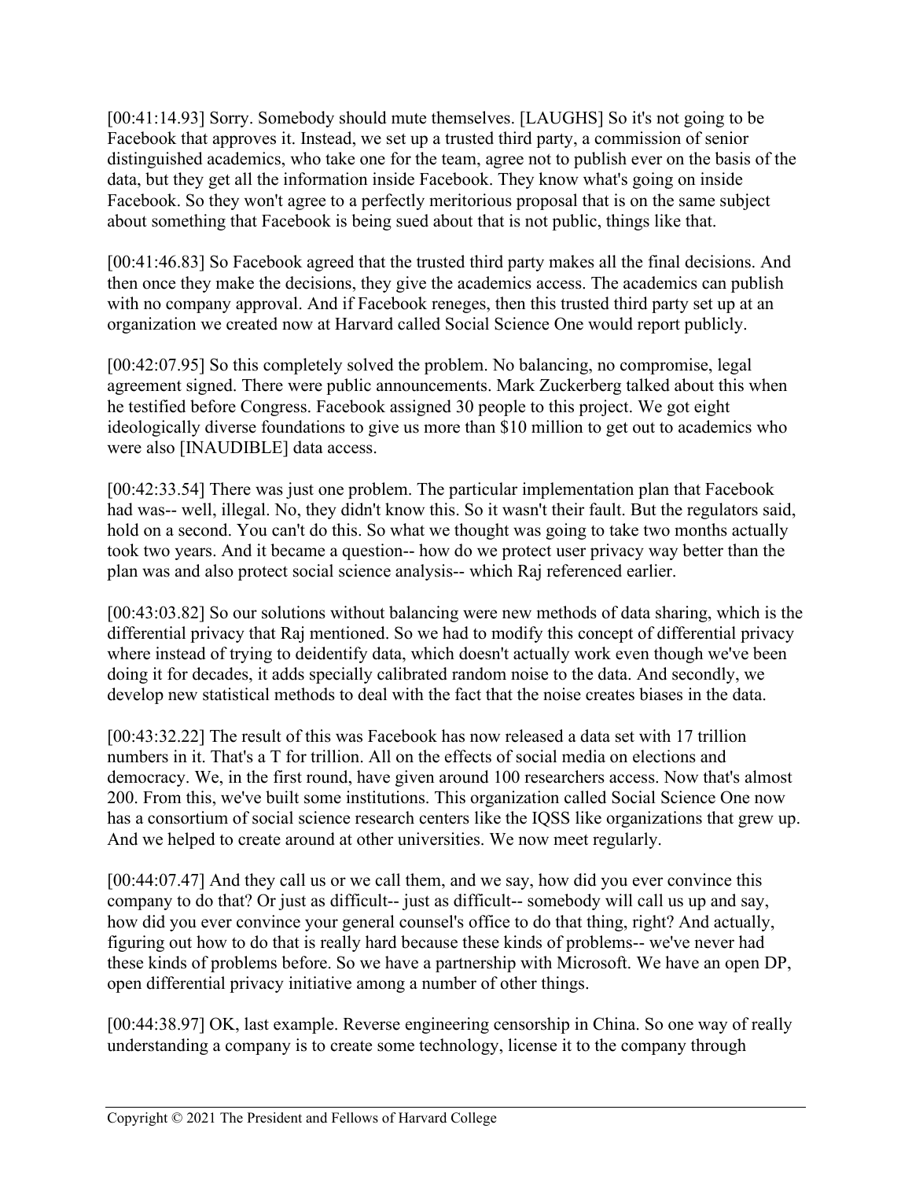[00:41:14.93] Sorry. Somebody should mute themselves. [LAUGHS] So it's not going to be Facebook that approves it. Instead, we set up a trusted third party, a commission of senior distinguished academics, who take one for the team, agree not to publish ever on the basis of the data, but they get all the information inside Facebook. They know what's going on inside Facebook. So they won't agree to a perfectly meritorious proposal that is on the same subject about something that Facebook is being sued about that is not public, things like that.

[00:41:46.83] So Facebook agreed that the trusted third party makes all the final decisions. And then once they make the decisions, they give the academics access. The academics can publish with no company approval. And if Facebook reneges, then this trusted third party set up at an organization we created now at Harvard called Social Science One would report publicly.

[00:42:07.95] So this completely solved the problem. No balancing, no compromise, legal agreement signed. There were public announcements. Mark Zuckerberg talked about this when he testified before Congress. Facebook assigned 30 people to this project. We got eight ideologically diverse foundations to give us more than $10 million to get out to academics who were also [INAUDIBLE] data access.

[00:42:33.54] There was just one problem. The particular implementation plan that Facebook had was-- well, illegal. No, they didn't know this. So it wasn't their fault. But the regulators said, hold on a second. You can't do this. So what we thought was going to take two months actually took two years. And it became a question-- how do we protect user privacy way better than the plan was and also protect social science analysis-- which Raj referenced earlier.

[00:43:03.82] So our solutions without balancing were new methods of data sharing, which is the differential privacy that Raj mentioned. So we had to modify this concept of differential privacy where instead of trying to deidentify data, which doesn't actually work even though we've been doing it for decades, it adds specially calibrated random noise to the data. And secondly, we develop new statistical methods to deal with the fact that the noise creates biases in the data.

[00:43:32.22] The result of this was Facebook has now released a data set with 17 trillion numbers in it. That's a T for trillion. All on the effects of social media on elections and democracy. We, in the first round, have given around 100 researchers access. Now that's almost 200. From this, we've built some institutions. This organization called Social Science One now has a consortium of social science research centers like the IQSS like organizations that grew up. And we helped to create around at other universities. We now meet regularly.

[00:44:07.47] And they call us or we call them, and we say, how did you ever convince this company to do that? Or just as difficult-- just as difficult-- somebody will call us up and say, how did you ever convince your general counsel's office to do that thing, right? And actually, figuring out how to do that is really hard because these kinds of problems-- we've never had these kinds of problems before. So we have a partnership with Microsoft. We have an open DP, open differential privacy initiative among a number of other things.

[00:44:38.97] OK, last example. Reverse engineering censorship in China. So one way of really understanding a company is to create some technology, license it to the company through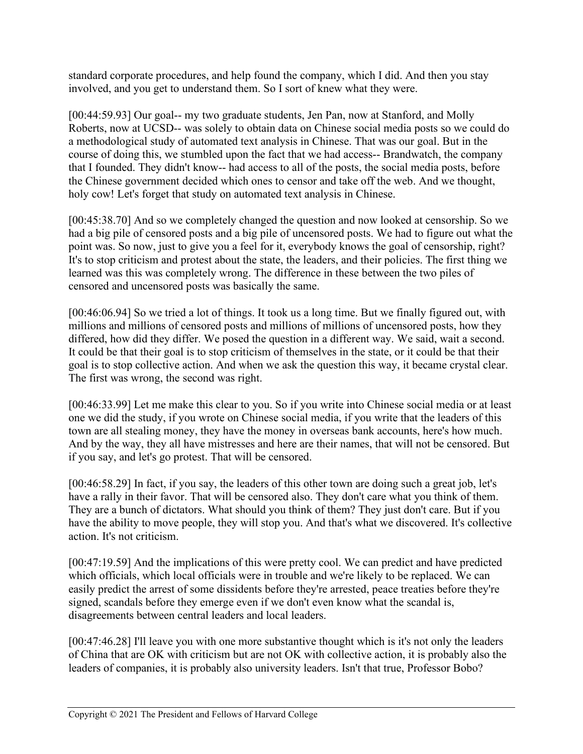standard corporate procedures, and help found the company, which I did. And then you stay involved, and you get to understand them. So I sort of knew what they were.

[00:44:59.93] Our goal-- my two graduate students, Jen Pan, now at Stanford, and Molly Roberts, now at UCSD-- was solely to obtain data on Chinese social media posts so we could do a methodological study of automated text analysis in Chinese. That was our goal. But in the course of doing this, we stumbled upon the fact that we had access-- Brandwatch, the company that I founded. They didn't know-- had access to all of the posts, the social media posts, before the Chinese government decided which ones to censor and take off the web. And we thought, holy cow! Let's forget that study on automated text analysis in Chinese.

[00:45:38.70] And so we completely changed the question and now looked at censorship. So we had a big pile of censored posts and a big pile of uncensored posts. We had to figure out what the point was. So now, just to give you a feel for it, everybody knows the goal of censorship, right? It's to stop criticism and protest about the state, the leaders, and their policies. The first thing we learned was this was completely wrong. The difference in these between the two piles of censored and uncensored posts was basically the same.

[00:46:06.94] So we tried a lot of things. It took us a long time. But we finally figured out, with millions and millions of censored posts and millions of millions of uncensored posts, how they differed, how did they differ. We posed the question in a different way. We said, wait a second. It could be that their goal is to stop criticism of themselves in the state, or it could be that their goal is to stop collective action. And when we ask the question this way, it became crystal clear. The first was wrong, the second was right.

[00:46:33.99] Let me make this clear to you. So if you write into Chinese social media or at least one we did the study, if you wrote on Chinese social media, if you write that the leaders of this town are all stealing money, they have the money in overseas bank accounts, here's how much. And by the way, they all have mistresses and here are their names, that will not be censored. But if you say, and let's go protest. That will be censored.

[00:46:58.29] In fact, if you say, the leaders of this other town are doing such a great job, let's have a rally in their favor. That will be censored also. They don't care what you think of them. They are a bunch of dictators. What should you think of them? They just don't care. But if you have the ability to move people, they will stop you. And that's what we discovered. It's collective action. It's not criticism.

[00:47:19.59] And the implications of this were pretty cool. We can predict and have predicted which officials, which local officials were in trouble and we're likely to be replaced. We can easily predict the arrest of some dissidents before they're arrested, peace treaties before they're signed, scandals before they emerge even if we don't even know what the scandal is, disagreements between central leaders and local leaders.

[00:47:46.28] I'll leave you with one more substantive thought which is it's not only the leaders of China that are OK with criticism but are not OK with collective action, it is probably also the leaders of companies, it is probably also university leaders. Isn't that true, Professor Bobo?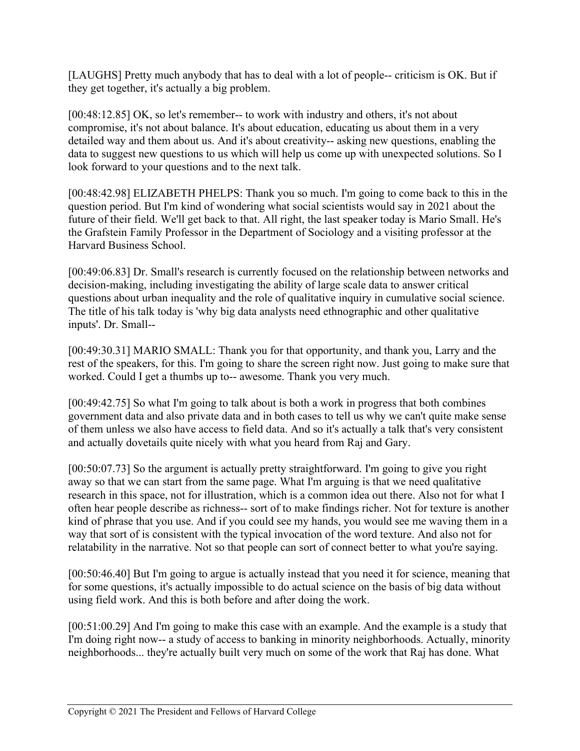[LAUGHS] Pretty much anybody that has to deal with a lot of people-- criticism is OK. But if they get together, it's actually a big problem.

[00:48:12.85] OK, so let's remember-- to work with industry and others, it's not about compromise, it's not about balance. It's about education, educating us about them in a very detailed way and them about us. And it's about creativity-- asking new questions, enabling the data to suggest new questions to us which will help us come up with unexpected solutions. So I look forward to your questions and to the next talk.

[00:48:42.98] ELIZABETH PHELPS: Thank you so much. I'm going to come back to this in the question period. But I'm kind of wondering what social scientists would say in 2021 about the future of their field. We'll get back to that. All right, the last speaker today is Mario Small. He's the Grafstein Family Professor in the Department of Sociology and a visiting professor at the Harvard Business School.

[00:49:06.83] Dr. Small's research is currently focused on the relationship between networks and decision-making, including investigating the ability of large scale data to answer critical questions about urban inequality and the role of qualitative inquiry in cumulative social science. The title of his talk today is 'why big data analysts need ethnographic and other qualitative inputs'. Dr. Small--

[00:49:30.31] MARIO SMALL: Thank you for that opportunity, and thank you, Larry and the rest of the speakers, for this. I'm going to share the screen right now. Just going to make sure that worked. Could I get a thumbs up to-- awesome. Thank you very much.

[00:49:42.75] So what I'm going to talk about is both a work in progress that both combines government data and also private data and in both cases to tell us why we can't quite make sense of them unless we also have access to field data. And so it's actually a talk that's very consistent and actually dovetails quite nicely with what you heard from Raj and Gary.

[00:50:07.73] So the argument is actually pretty straightforward. I'm going to give you right away so that we can start from the same page. What I'm arguing is that we need qualitative research in this space, not for illustration, which is a common idea out there. Also not for what I often hear people describe as richness-- sort of to make findings richer. Not for texture is another kind of phrase that you use. And if you could see my hands, you would see me waving them in a way that sort of is consistent with the typical invocation of the word texture. And also not for relatability in the narrative. Not so that people can sort of connect better to what you're saying.

[00:50:46.40] But I'm going to argue is actually instead that you need it for science, meaning that for some questions, it's actually impossible to do actual science on the basis of big data without using field work. And this is both before and after doing the work.

[00:51:00.29] And I'm going to make this case with an example. And the example is a study that I'm doing right now-- a study of access to banking in minority neighborhoods. Actually, minority neighborhoods... they're actually built very much on some of the work that Raj has done. What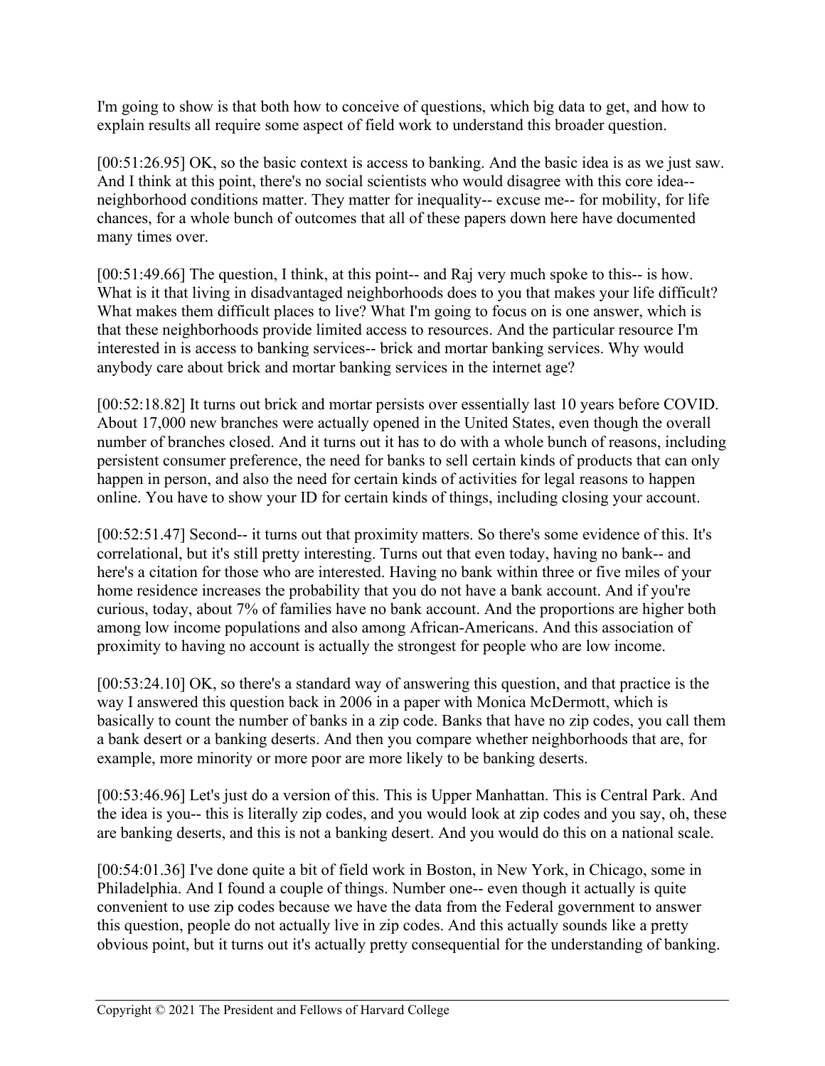I'm going to show is that both how to conceive of questions, which big data to get, and how to explain results all require some aspect of field work to understand this broader question.

[00:51:26.95] OK, so the basic context is access to banking. And the basic idea is as we just saw. And I think at this point, there's no social scientists who would disagree with this core idea-- neighborhood conditions matter. They matter for inequality-- excuse me-- for mobility, for life chances, for a whole bunch of outcomes that all of these papers down here have documented many times over.

[00:51:49.66] The question, I think, at this point-- and Raj very much spoke to this-- is how. What is it that living in disadvantaged neighborhoods does to you that makes your life difficult? What makes them difficult places to live? What I'm going to focus on is one answer, which is that these neighborhoods provide limited access to resources. And the particular resource I'm interested in is access to banking services-- brick and mortar banking services. Why would anybody care about brick and mortar banking services in the internet age?

[00:52:18.82] It turns out brick and mortar persists over essentially last 10 years before COVID. About 17,000 new branches were actually opened in the United States, even though the overall number of branches closed. And it turns out it has to do with a whole bunch of reasons, including persistent consumer preference, the need for banks to sell certain kinds of products that can only happen in person, and also the need for certain kinds of activities for legal reasons to happen online. You have to show your ID for certain kinds of things, including closing your account.

[00:52:51.47] Second-- it turns out that proximity matters. So there's some evidence of this. It's correlational, but it's still pretty interesting. Turns out that even today, having no bank-- and here's a citation for those who are interested. Having no bank within three or five miles of your home residence increases the probability that you do not have a bank account. And if you're curious, today, about 7% of families have no bank account. And the proportions are higher both among low income populations and also among African-Americans. And this association of proximity to having no account is actually the strongest for people who are low income.

[00:53:24.10] OK, so there's a standard way of answering this question, and that practice is the way I answered this question back in 2006 in a paper with Monica McDermott, which is basically to count the number of banks in a zip code. Banks that have no zip codes, you call them a bank desert or a banking deserts. And then you compare whether neighborhoods that are, for example, more minority or more poor are more likely to be banking deserts.

[00:53:46.96] Let's just do a version of this. This is Upper Manhattan. This is Central Park. And the idea is you-- this is literally zip codes, and you would look at zip codes and you say, oh, these are banking deserts, and this is not a banking desert. And you would do this on a national scale.

[00:54:01.36] I've done quite a bit of field work in Boston, in New York, in Chicago, some in Philadelphia. And I found a couple of things. Number one-- even though it actually is quite convenient to use zip codes because we have the data from the Federal government to answer this question, people do not actually live in zip codes. And this actually sounds like a pretty obvious point, but it turns out it's actually pretty consequential for the understanding of banking.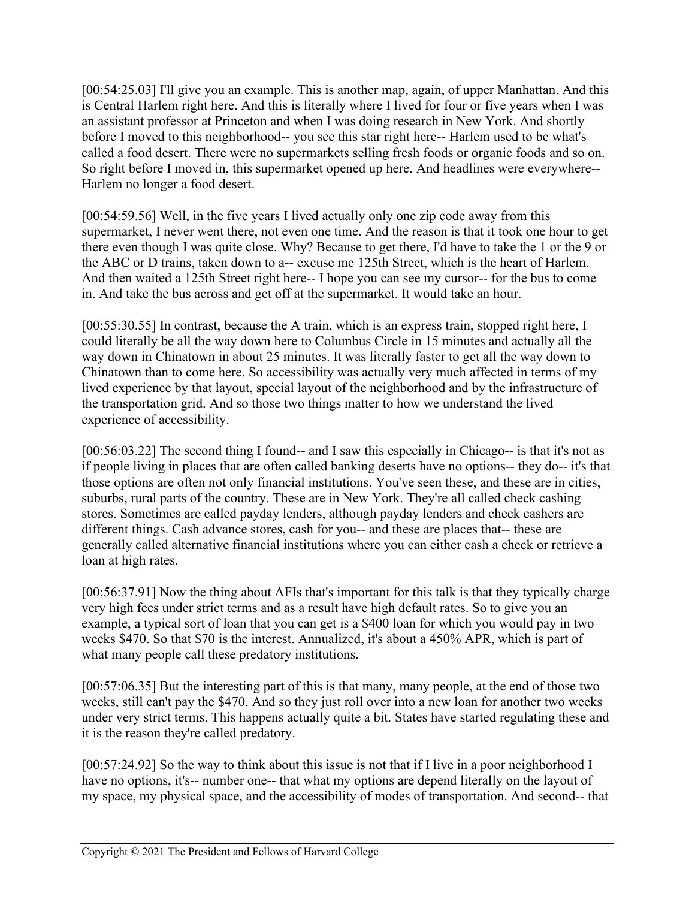[00:54:25.03] I'll give you an example. This is another map, again, of upper Manhattan. And this is Central Harlem right here. And this is literally where I lived for four or five years when I was an assistant professor at Princeton and when I was doing research in New York. And shortly before I moved to this neighborhood-- you see this star right here-- Harlem used to be what's called a food desert. There were no supermarkets selling fresh foods or organic foods and so on. So right before I moved in, this supermarket opened up here. And headlines were everywhere-- Harlem no longer a food desert.

[00:54:59.56] Well, in the five years I lived actually only one zip code away from this supermarket, I never went there, not even one time. And the reason is that it took one hour to get there even though I was quite close. Why? Because to get there, I'd have to take the 1 or the 9 or the ABC or D trains, taken down to a-- excuse me 125th Street, which is the heart of Harlem. And then waited a 125th Street right here-- I hope you can see my cursor-- for the bus to come in. And take the bus across and get off at the supermarket. It would take an hour.

[00:55:30.55] In contrast, because the A train, which is an express train, stopped right here, I could literally be all the way down here to Columbus Circle in 15 minutes and actually all the way down in Chinatown in about 25 minutes. It was literally faster to get all the way down to Chinatown than to come here. So accessibility was actually very much affected in terms of my lived experience by that layout, special layout of the neighborhood and by the infrastructure of the transportation grid. And so those two things matter to how we understand the lived experience of accessibility.

[00:56:03.22] The second thing I found-- and I saw this especially in Chicago-- is that it's not as if people living in places that are often called banking deserts have no options-- they do-- it's that those options are often not only financial institutions. You've seen these, and these are in cities, suburbs, rural parts of the country. These are in New York. They're all called check cashing stores. Sometimes are called payday lenders, although payday lenders and check cashers are different things. Cash advance stores, cash for you-- and these are places that-- these are generally called alternative financial institutions where you can either cash a check or retrieve a loan at high rates.

[00:56:37.91] Now the thing about AFIs that's important for this talk is that they typically charge very high fees under strict terms and as a result have high default rates. So to give you an example, a typical sort of loan that you can get is a $400 loan for which you would pay in two weeks $470. So that $70 is the interest. Annualized, it's about a 450% APR, which is part of what many people call these predatory institutions.

[00:57:06.35] But the interesting part of this is that many, many people, at the end of those two weeks, still can't pay the $470. And so they just roll over into a new loan for another two weeks under very strict terms. This happens actually quite a bit. States have started regulating these and it is the reason they're called predatory.

[00:57:24.92] So the way to think about this issue is not that if I live in a poor neighborhood I have no options, it's-- number one-- that what my options are depend literally on the layout of my space, my physical space, and the accessibility of modes of transportation. And second-- that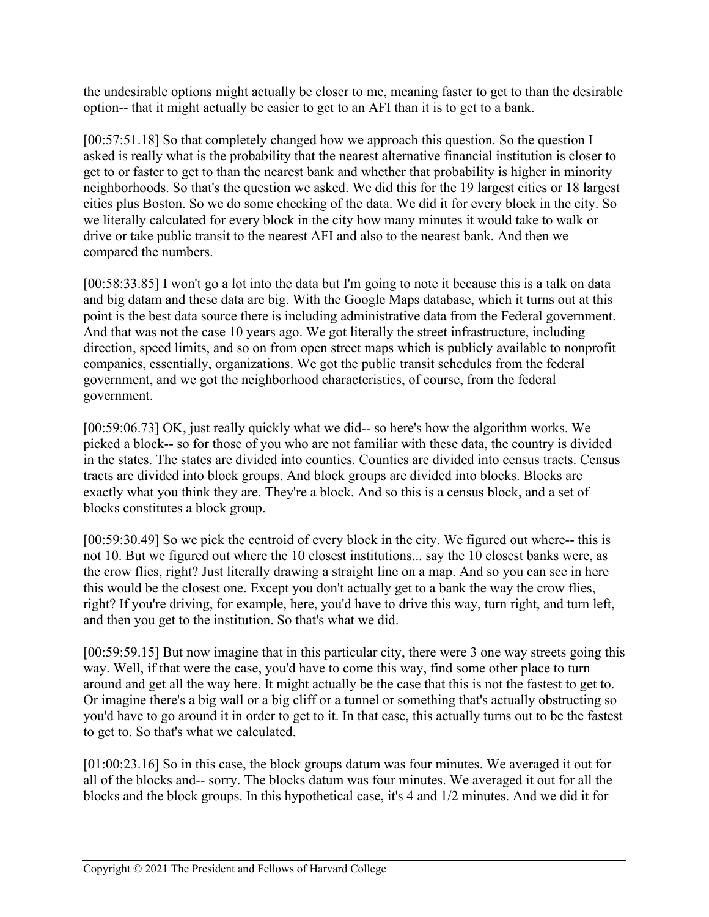the undesirable options might actually be closer to me, meaning faster to get to than the desirable option-- that it might actually be easier to get to an AFI than it is to get to a bank.

[00:57:51.18] So that completely changed how we approach this question. So the question I asked is really what is the probability that the nearest alternative financial institution is closer to get to or faster to get to than the nearest bank and whether that probability is higher in minority neighborhoods. So that's the question we asked. We did this for the 19 largest cities or 18 largest cities plus Boston. So we do some checking of the data. We did it for every block in the city. So we literally calculated for every block in the city how many minutes it would take to walk or drive or take public transit to the nearest AFI and also to the nearest bank. And then we compared the numbers.

[00:58:33.85] I won't go a lot into the data but I'm going to note it because this is a talk on data and big datam and these data are big. With the Google Maps database, which it turns out at this point is the best data source there is including administrative data from the Federal government. And that was not the case 10 years ago. We got literally the street infrastructure, including direction, speed limits, and so on from open street maps which is publicly available to nonprofit companies, essentially, organizations. We got the public transit schedules from the federal government, and we got the neighborhood characteristics, of course, from the federal government.

[00:59:06.73] OK, just really quickly what we did-- so here's how the algorithm works. We picked a block-- so for those of you who are not familiar with these data, the country is divided in the states. The states are divided into counties. Counties are divided into census tracts. Census tracts are divided into block groups. And block groups are divided into blocks. Blocks are exactly what you think they are. They're a block. And so this is a census block, and a set of blocks constitutes a block group.

[00:59:30.49] So we pick the centroid of every block in the city. We figured out where-- this is not 10. But we figured out where the 10 closest institutions... say the 10 closest banks were, as the crow flies, right? Just literally drawing a straight line on a map. And so you can see in here this would be the closest one. Except you don't actually get to a bank the way the crow flies, right? If you're driving, for example, here, you'd have to drive this way, turn right, and turn left, and then you get to the institution. So that's what we did.

[00:59:59.15] But now imagine that in this particular city, there were 3 one way streets going this way. Well, if that were the case, you'd have to come this way, find some other place to turn around and get all the way here. It might actually be the case that this is not the fastest to get to. Or imagine there's a big wall or a big cliff or a tunnel or something that's actually obstructing so you'd have to go around it in order to get to it. In that case, this actually turns out to be the fastest to get to. So that's what we calculated.

[01:00:23.16] So in this case, the block groups datum was four minutes. We averaged it out for all of the blocks and-- sorry. The blocks datum was four minutes. We averaged it out for all the blocks and the block groups. In this hypothetical case, it's 4 and 1/2 minutes. And we did it for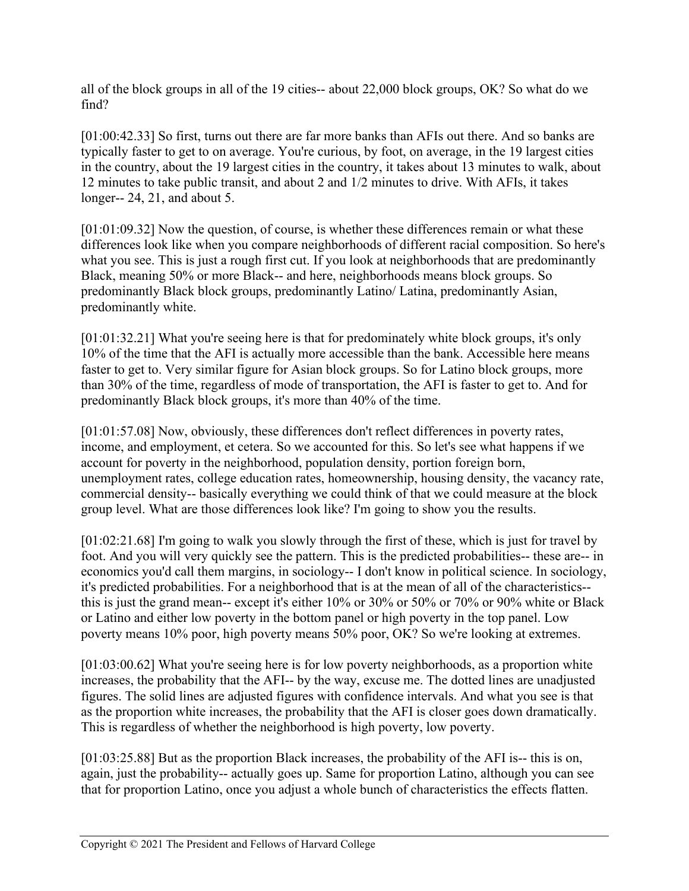all of the block groups in all of the 19 cities-- about 22,000 block groups, OK? So what do we find?

[01:00:42.33] So first, turns out there are far more banks than AFIs out there. And so banks are typically faster to get to on average. You're curious, by foot, on average, in the 19 largest cities in the country, about the 19 largest cities in the country, it takes about 13 minutes to walk, about 12 minutes to take public transit, and about 2 and 1/2 minutes to drive. With AFIs, it takes longer-- 24, 21, and about 5.

[01:01:09.32] Now the question, of course, is whether these differences remain or what these differences look like when you compare neighborhoods of different racial composition. So here's what you see. This is just a rough first cut. If you look at neighborhoods that are predominantly Black, meaning 50% or more Black-- and here, neighborhoods means block groups. So predominantly Black block groups, predominantly Latino/ Latina, predominantly Asian, predominantly white.

[01:01:32.21] What you're seeing here is that for predominately white block groups, it's only 10% of the time that the AFI is actually more accessible than the bank. Accessible here means faster to get to. Very similar figure for Asian block groups. So for Latino block groups, more than 30% of the time, regardless of mode of transportation, the AFI is faster to get to. And for predominantly Black block groups, it's more than 40% of the time.

[01:01:57.08] Now, obviously, these differences don't reflect differences in poverty rates, income, and employment, et cetera. So we accounted for this. So let's see what happens if we account for poverty in the neighborhood, population density, portion foreign born, unemployment rates, college education rates, homeownership, housing density, the vacancy rate, commercial density-- basically everything we could think of that we could measure at the block group level. What are those differences look like? I'm going to show you the results.

[01:02:21.68] I'm going to walk you slowly through the first of these, which is just for travel by foot. And you will very quickly see the pattern. This is the predicted probabilities-- these are-- in economics you'd call them margins, in sociology-- I don't know in political science. In sociology, it's predicted probabilities. For a neighborhood that is at the mean of all of the characteristics-- this is just the grand mean-- except it's either 10% or 30% or 50% or 70% or 90% white or Black or Latino and either low poverty in the bottom panel or high poverty in the top panel. Low poverty means 10% poor, high poverty means 50% poor, OK? So we're looking at extremes.

[01:03:00.62] What you're seeing here is for low poverty neighborhoods, as a proportion white increases, the probability that the AFI-- by the way, excuse me. The dotted lines are unadjusted figures. The solid lines are adjusted figures with confidence intervals. And what you see is that as the proportion white increases, the probability that the AFI is closer goes down dramatically. This is regardless of whether the neighborhood is high poverty, low poverty.

[01:03:25.88] But as the proportion Black increases, the probability of the AFI is-- this is on, again, just the probability-- actually goes up. Same for proportion Latino, although you can see that for proportion Latino, once you adjust a whole bunch of characteristics the effects flatten.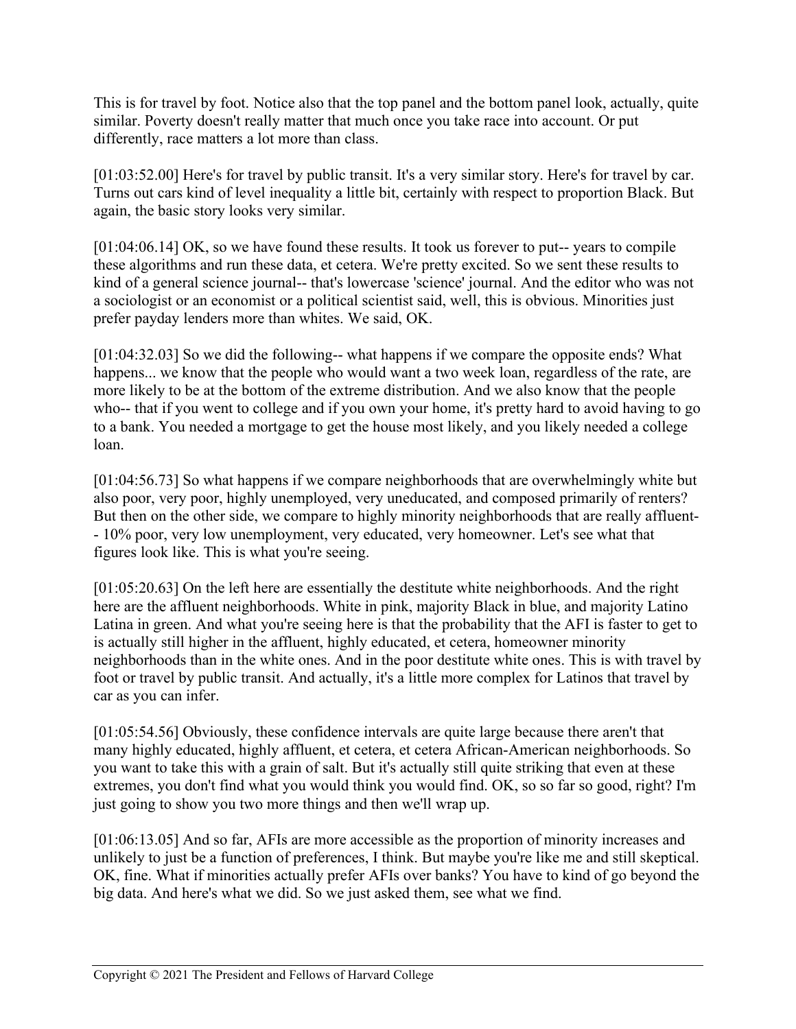This is for travel by foot. Notice also that the top panel and the bottom panel look, actually, quite similar. Poverty doesn't really matter that much once you take race into account. Or put differently, race matters a lot more than class.

[01:03:52.00] Here's for travel by public transit. It's a very similar story. Here's for travel by car. Turns out cars kind of level inequality a little bit, certainly with respect to proportion Black. But again, the basic story looks very similar.

[01:04:06.14] OK, so we have found these results. It took us forever to put-- years to compile these algorithms and run these data, et cetera. We're pretty excited. So we sent these results to kind of a general science journal-- that's lowercase 'science' journal. And the editor who was not a sociologist or an economist or a political scientist said, well, this is obvious. Minorities just prefer payday lenders more than whites. We said, OK.

[01:04:32.03] So we did the following-- what happens if we compare the opposite ends? What happens... we know that the people who would want a two week loan, regardless of the rate, are more likely to be at the bottom of the extreme distribution. And we also know that the people who-- that if you went to college and if you own your home, it's pretty hard to avoid having to go to a bank. You needed a mortgage to get the house most likely, and you likely needed a college loan.

[01:04:56.73] So what happens if we compare neighborhoods that are overwhelmingly white but also poor, very poor, highly unemployed, very uneducated, and composed primarily of renters? But then on the other side, we compare to highly minority neighborhoods that are really affluent-- 10% poor, very low unemployment, very educated, very homeowner. Let's see what that figures look like. This is what you're seeing.

[01:05:20.63] On the left here are essentially the destitute white neighborhoods. And the right here are the affluent neighborhoods. White in pink, majority Black in blue, and majority Latino Latina in green. And what you're seeing here is that the probability that the AFI is faster to get to is actually still higher in the affluent, highly educated, et cetera, homeowner minority neighborhoods than in the white ones. And in the poor destitute white ones. This is with travel by foot or travel by public transit. And actually, it's a little more complex for Latinos that travel by car as you can infer.

[01:05:54.56] Obviously, these confidence intervals are quite large because there aren't that many highly educated, highly affluent, et cetera, et cetera African-American neighborhoods. So you want to take this with a grain of salt. But it's actually still quite striking that even at these extremes, you don't find what you would think you would find. OK, so so far so good, right? I'm just going to show you two more things and then we'll wrap up.

[01:06:13.05] And so far, AFIs are more accessible as the proportion of minority increases and unlikely to just be a function of preferences, I think. But maybe you're like me and still skeptical. OK, fine. What if minorities actually prefer AFIs over banks? You have to kind of go beyond the big data. And here's what we did. So we just asked them, see what we find.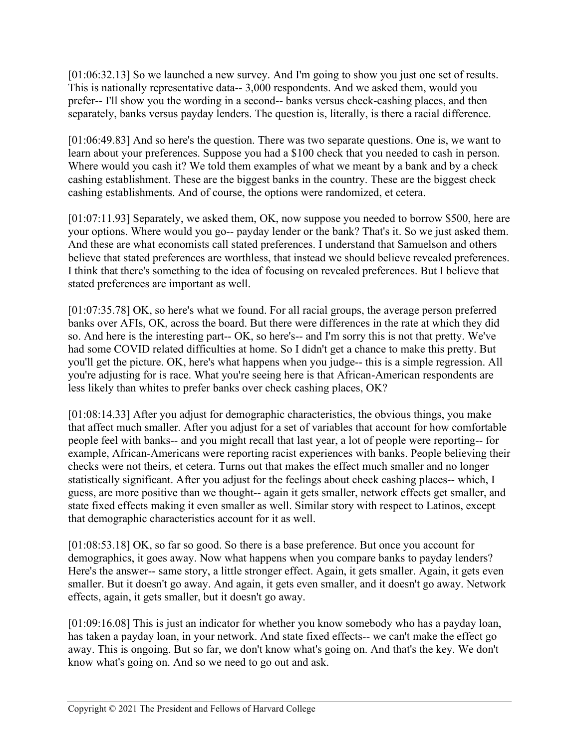[01:06:32.13] So we launched a new survey. And I'm going to show you just one set of results. This is nationally representative data-- 3,000 respondents. And we asked them, would you prefer-- I'll show you the wording in a second-- banks versus check-cashing places, and then separately, banks versus payday lenders. The question is, literally, is there a racial difference.

[01:06:49.83] And so here's the question. There was two separate questions. One is, we want to learn about your preferences. Suppose you had a $100 check that you needed to cash in person. Where would you cash it? We told them examples of what we meant by a bank and by a check cashing establishment. These are the biggest banks in the country. These are the biggest check cashing establishments. And of course, the options were randomized, et cetera.

[01:07:11.93] Separately, we asked them, OK, now suppose you needed to borrow $500, here are your options. Where would you go-- payday lender or the bank? That's it. So we just asked them. And these are what economists call stated preferences. I understand that Samuelson and others believe that stated preferences are worthless, that instead we should believe revealed preferences. I think that there's something to the idea of focusing on revealed preferences. But I believe that stated preferences are important as well.

[01:07:35.78] OK, so here's what we found. For all racial groups, the average person preferred banks over AFIs, OK, across the board. But there were differences in the rate at which they did so. And here is the interesting part-- OK, so here's-- and I'm sorry this is not that pretty. We've had some COVID related difficulties at home. So I didn't get a chance to make this pretty. But you'll get the picture. OK, here's what happens when you judge-- this is a simple regression. All you're adjusting for is race. What you're seeing here is that African-American respondents are less likely than whites to prefer banks over check cashing places, OK?

[01:08:14.33] After you adjust for demographic characteristics, the obvious things, you make that affect much smaller. After you adjust for a set of variables that account for how comfortable people feel with banks-- and you might recall that last year, a lot of people were reporting-- for example, African-Americans were reporting racist experiences with banks. People believing their checks were not theirs, et cetera. Turns out that makes the effect much smaller and no longer statistically significant. After you adjust for the feelings about check cashing places-- which, I guess, are more positive than we thought-- again it gets smaller, network effects get smaller, and state fixed effects making it even smaller as well. Similar story with respect to Latinos, except that demographic characteristics account for it as well.

[01:08:53.18] OK, so far so good. So there is a base preference. But once you account for demographics, it goes away. Now what happens when you compare banks to payday lenders? Here's the answer-- same story, a little stronger effect. Again, it gets smaller. Again, it gets even smaller. But it doesn't go away. And again, it gets even smaller, and it doesn't go away. Network effects, again, it gets smaller, but it doesn't go away.

[01:09:16.08] This is just an indicator for whether you know somebody who has a payday loan, has taken a payday loan, in your network. And state fixed effects-- we can't make the effect go away. This is ongoing. But so far, we don't know what's going on. And that's the key. We don't know what's going on. And so we need to go out and ask.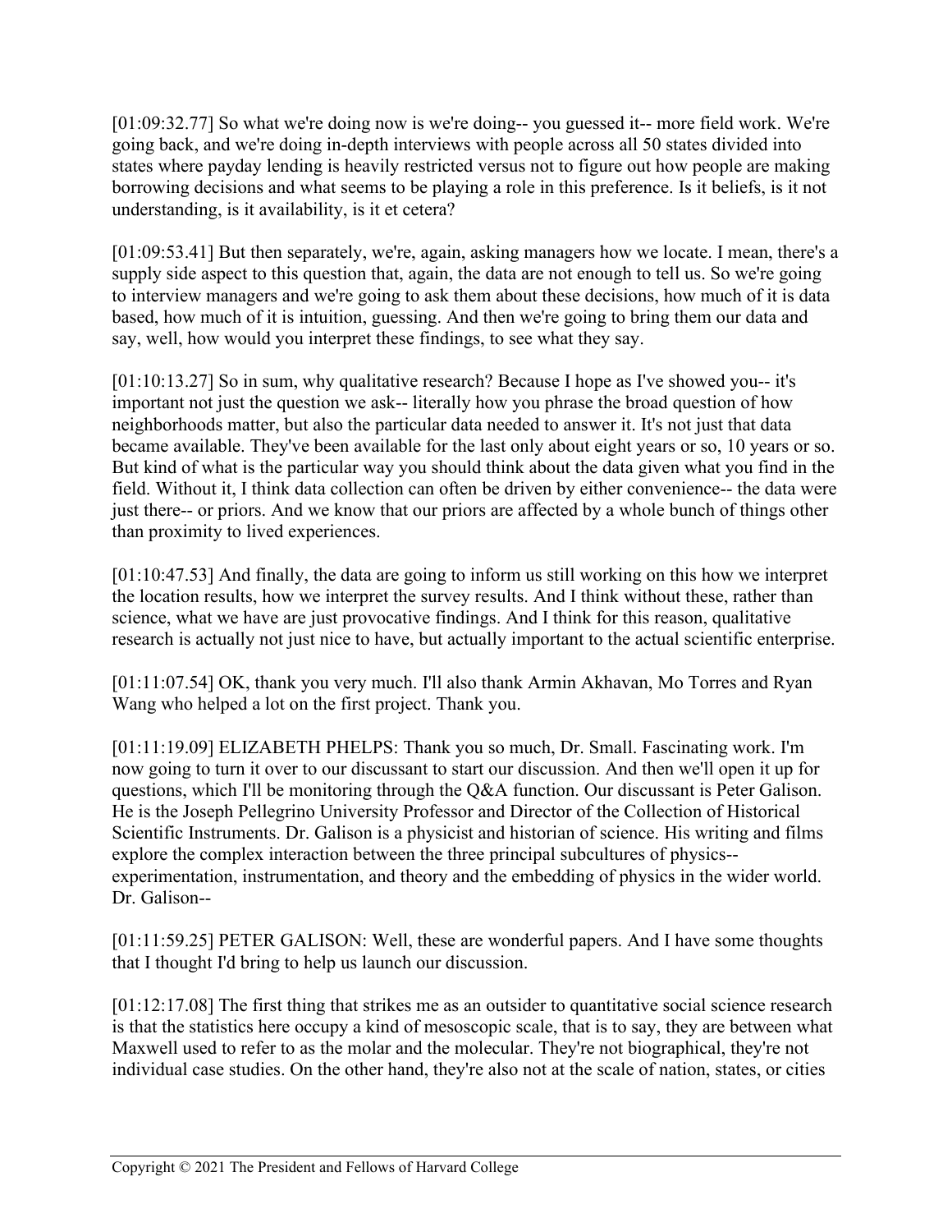[01:09:32.77] So what we're doing now is we're doing-- you guessed it-- more field work. We're going back, and we're doing in-depth interviews with people across all 50 states divided into states where payday lending is heavily restricted versus not to figure out how people are making borrowing decisions and what seems to be playing a role in this preference. Is it beliefs, is it not understanding, is it availability, is it et cetera?

[01:09:53.41] But then separately, we're, again, asking managers how we locate. I mean, there's a supply side aspect to this question that, again, the data are not enough to tell us. So we're going to interview managers and we're going to ask them about these decisions, how much of it is data based, how much of it is intuition, guessing. And then we're going to bring them our data and say, well, how would you interpret these findings, to see what they say.

[01:10:13.27] So in sum, why qualitative research? Because I hope as I've showed you-- it's important not just the question we ask-- literally how you phrase the broad question of how neighborhoods matter, but also the particular data needed to answer it. It's not just that data became available. They've been available for the last only about eight years or so, 10 years or so. But kind of what is the particular way you should think about the data given what you find in the field. Without it, I think data collection can often be driven by either convenience-- the data were just there-- or priors. And we know that our priors are affected by a whole bunch of things other than proximity to lived experiences.

[01:10:47.53] And finally, the data are going to inform us still working on this how we interpret the location results, how we interpret the survey results. And I think without these, rather than science, what we have are just provocative findings. And I think for this reason, qualitative research is actually not just nice to have, but actually important to the actual scientific enterprise.

[01:11:07.54] OK, thank you very much. I'll also thank Armin Akhavan, Mo Torres and Ryan Wang who helped a lot on the first project. Thank you.

[01:11:19.09] ELIZABETH PHELPS: Thank you so much, Dr. Small. Fascinating work. I'm now going to turn it over to our discussant to start our discussion. And then we'll open it up for questions, which I'll be monitoring through the Q&A function. Our discussant is Peter Galison. He is the Joseph Pellegrino University Professor and Director of the Collection of Historical Scientific Instruments. Dr. Galison is a physicist and historian of science. His writing and films explore the complex interaction between the three principal subcultures of physics-- experimentation, instrumentation, and theory and the embedding of physics in the wider world. Dr. Galison--

[01:11:59.25] PETER GALISON: Well, these are wonderful papers. And I have some thoughts that I thought I'd bring to help us launch our discussion.

[01:12:17.08] The first thing that strikes me as an outsider to quantitative social science research is that the statistics here occupy a kind of mesoscopic scale, that is to say, they are between what Maxwell used to refer to as the molar and the molecular. They're not biographical, they're not individual case studies. On the other hand, they're also not at the scale of nation, states, or cities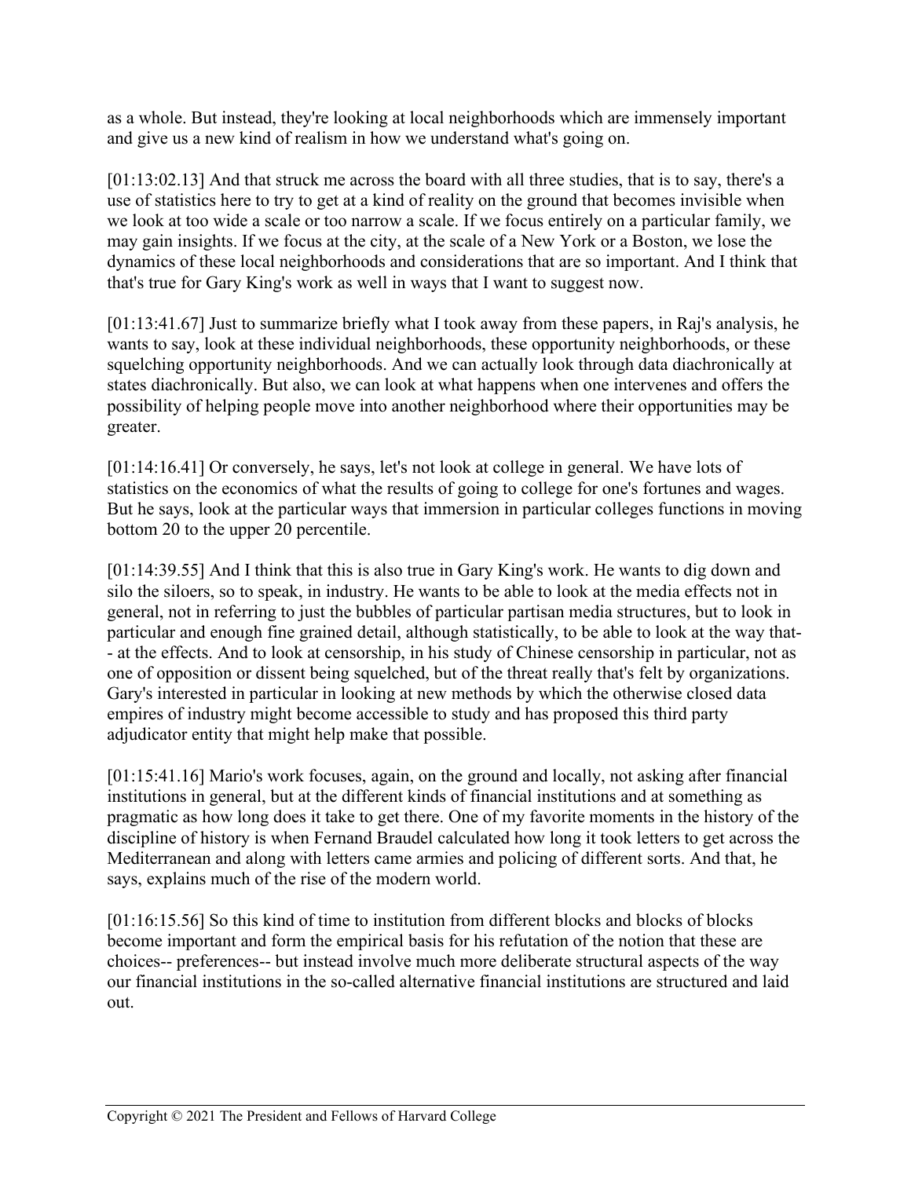as a whole. But instead, they're looking at local neighborhoods which are immensely important and give us a new kind of realism in how we understand what's going on.

[01:13:02.13] And that struck me across the board with all three studies, that is to say, there's a use of statistics here to try to get at a kind of reality on the ground that becomes invisible when we look at too wide a scale or too narrow a scale. If we focus entirely on a particular family, we may gain insights. If we focus at the city, at the scale of a New York or a Boston, we lose the dynamics of these local neighborhoods and considerations that are so important. And I think that that's true for Gary King's work as well in ways that I want to suggest now.

[01:13:41.67] Just to summarize briefly what I took away from these papers, in Raj's analysis, he wants to say, look at these individual neighborhoods, these opportunity neighborhoods, or these squelching opportunity neighborhoods. And we can actually look through data diachronically at states diachronically. But also, we can look at what happens when one intervenes and offers the possibility of helping people move into another neighborhood where their opportunities may be greater.

[01:14:16.41] Or conversely, he says, let's not look at college in general. We have lots of statistics on the economics of what the results of going to college for one's fortunes and wages. But he says, look at the particular ways that immersion in particular colleges functions in moving bottom 20 to the upper 20 percentile.

[01:14:39.55] And I think that this is also true in Gary King's work. He wants to dig down and silo the siloers, so to speak, in industry. He wants to be able to look at the media effects not in general, not in referring to just the bubbles of particular partisan media structures, but to look in particular and enough fine grained detail, although statistically, to be able to look at the way that-- at the effects. And to look at censorship, in his study of Chinese censorship in particular, not as one of opposition or dissent being squelched, but of the threat really that's felt by organizations. Gary's interested in particular in looking at new methods by which the otherwise closed data empires of industry might become accessible to study and has proposed this third party adjudicator entity that might help make that possible.

[01:15:41.16] Mario's work focuses, again, on the ground and locally, not asking after financial institutions in general, but at the different kinds of financial institutions and at something as pragmatic as how long does it take to get there. One of my favorite moments in the history of the discipline of history is when Fernand Braudel calculated how long it took letters to get across the Mediterranean and along with letters came armies and policing of different sorts. And that, he says, explains much of the rise of the modern world.

[01:16:15.56] So this kind of time to institution from different blocks and blocks of blocks become important and form the empirical basis for his refutation of the notion that these are choices-- preferences-- but instead involve much more deliberate structural aspects of the way our financial institutions in the so-called alternative financial institutions are structured and laid out.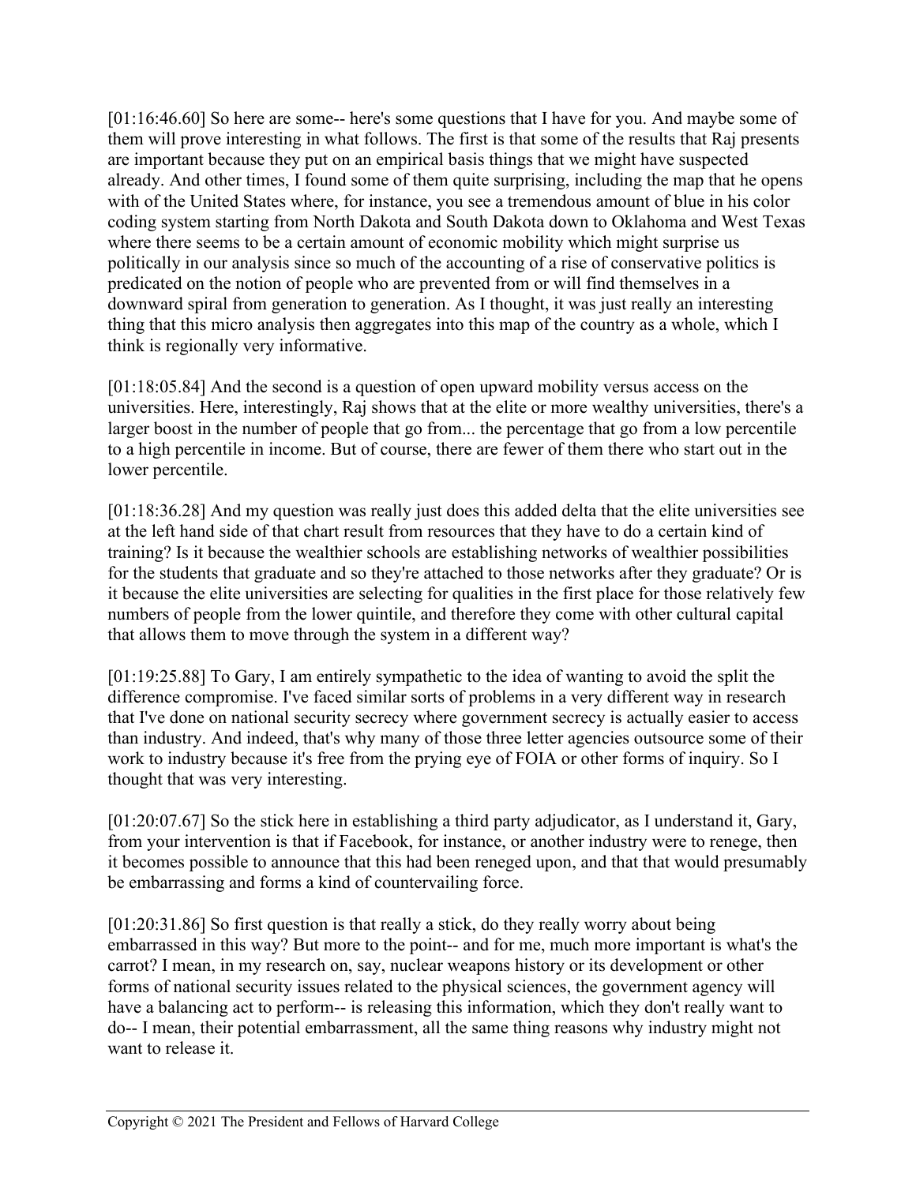[01:16:46.60] So here are some-- here's some questions that I have for you. And maybe some of them will prove interesting in what follows. The first is that some of the results that Raj presents are important because they put on an empirical basis things that we might have suspected already. And other times, I found some of them quite surprising, including the map that he opens with of the United States where, for instance, you see a tremendous amount of blue in his color coding system starting from North Dakota and South Dakota down to Oklahoma and West Texas where there seems to be a certain amount of economic mobility which might surprise us politically in our analysis since so much of the accounting of a rise of conservative politics is predicated on the notion of people who are prevented from or will find themselves in a downward spiral from generation to generation. As I thought, it was just really an interesting thing that this micro analysis then aggregates into this map of the country as a whole, which I think is regionally very informative.

[01:18:05.84] And the second is a question of open upward mobility versus access on the universities. Here, interestingly, Raj shows that at the elite or more wealthy universities, there's a larger boost in the number of people that go from... the percentage that go from a low percentile to a high percentile in income. But of course, there are fewer of them there who start out in the lower percentile.

[01:18:36.28] And my question was really just does this added delta that the elite universities see at the left hand side of that chart result from resources that they have to do a certain kind of training? Is it because the wealthier schools are establishing networks of wealthier possibilities for the students that graduate and so they're attached to those networks after they graduate? Or is it because the elite universities are selecting for qualities in the first place for those relatively few numbers of people from the lower quintile, and therefore they come with other cultural capital that allows them to move through the system in a different way?

[01:19:25.88] To Gary, I am entirely sympathetic to the idea of wanting to avoid the split the difference compromise. I've faced similar sorts of problems in a very different way in research that I've done on national security secrecy where government secrecy is actually easier to access than industry. And indeed, that's why many of those three letter agencies outsource some of their work to industry because it's free from the prying eye of FOIA or other forms of inquiry. So I thought that was very interesting.

[01:20:07.67] So the stick here in establishing a third party adjudicator, as I understand it, Gary, from your intervention is that if Facebook, for instance, or another industry were to renege, then it becomes possible to announce that this had been reneged upon, and that that would presumably be embarrassing and forms a kind of countervailing force.

[01:20:31.86] So first question is that really a stick, do they really worry about being embarrassed in this way? But more to the point-- and for me, much more important is what's the carrot? I mean, in my research on, say, nuclear weapons history or its development or other forms of national security issues related to the physical sciences, the government agency will have a balancing act to perform-- is releasing this information, which they don't really want to do-- I mean, their potential embarrassment, all the same thing reasons why industry might not want to release it.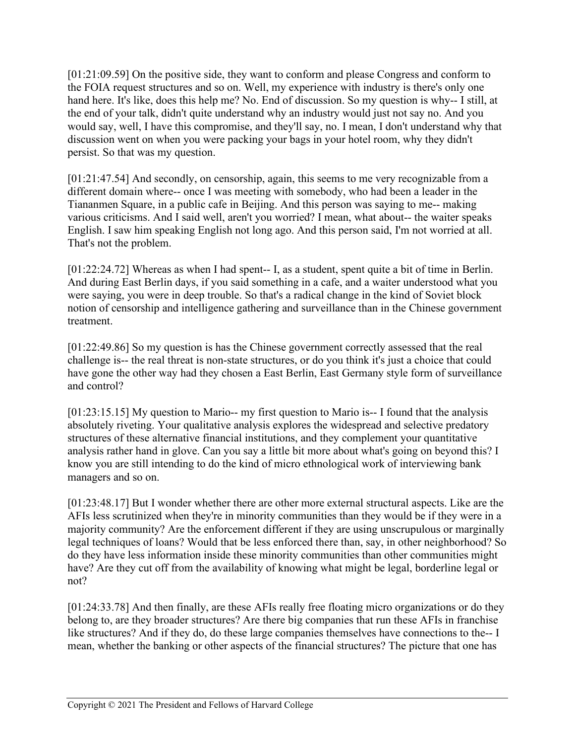[01:21:09.59] On the positive side, they want to conform and please Congress and conform to the FOIA request structures and so on. Well, my experience with industry is there's only one hand here. It's like, does this help me? No. End of discussion. So my question is why-- I still, at the end of your talk, didn't quite understand why an industry would just not say no. And you would say, well, I have this compromise, and they'll say, no. I mean, I don't understand why that discussion went on when you were packing your bags in your hotel room, why they didn't persist. So that was my question.

[01:21:47.54] And secondly, on censorship, again, this seems to me very recognizable from a different domain where-- once I was meeting with somebody, who had been a leader in the Tiananmen Square, in a public cafe in Beijing. And this person was saying to me-- making various criticisms. And I said well, aren't you worried? I mean, what about-- the waiter speaks English. I saw him speaking English not long ago. And this person said, I'm not worried at all. That's not the problem.

[01:22:24.72] Whereas as when I had spent-- I, as a student, spent quite a bit of time in Berlin. And during East Berlin days, if you said something in a cafe, and a waiter understood what you were saying, you were in deep trouble. So that's a radical change in the kind of Soviet block notion of censorship and intelligence gathering and surveillance than in the Chinese government treatment.

[01:22:49.86] So my question is has the Chinese government correctly assessed that the real challenge is-- the real threat is non-state structures, or do you think it's just a choice that could have gone the other way had they chosen a East Berlin, East Germany style form of surveillance and control?

[01:23:15.15] My question to Mario-- my first question to Mario is-- I found that the analysis absolutely riveting. Your qualitative analysis explores the widespread and selective predatory structures of these alternative financial institutions, and they complement your quantitative analysis rather hand in glove. Can you say a little bit more about what's going on beyond this? I know you are still intending to do the kind of micro ethnological work of interviewing bank managers and so on.

[01:23:48.17] But I wonder whether there are other more external structural aspects. Like are the AFIs less scrutinized when they're in minority communities than they would be if they were in a majority community? Are the enforcement different if they are using unscrupulous or marginally legal techniques of loans? Would that be less enforced there than, say, in other neighborhood? So do they have less information inside these minority communities than other communities might have? Are they cut off from the availability of knowing what might be legal, borderline legal or not?

[01:24:33.78] And then finally, are these AFIs really free floating micro organizations or do they belong to, are they broader structures? Are there big companies that run these AFIs in franchise like structures? And if they do, do these large companies themselves have connections to the-- I mean, whether the banking or other aspects of the financial structures? The picture that one has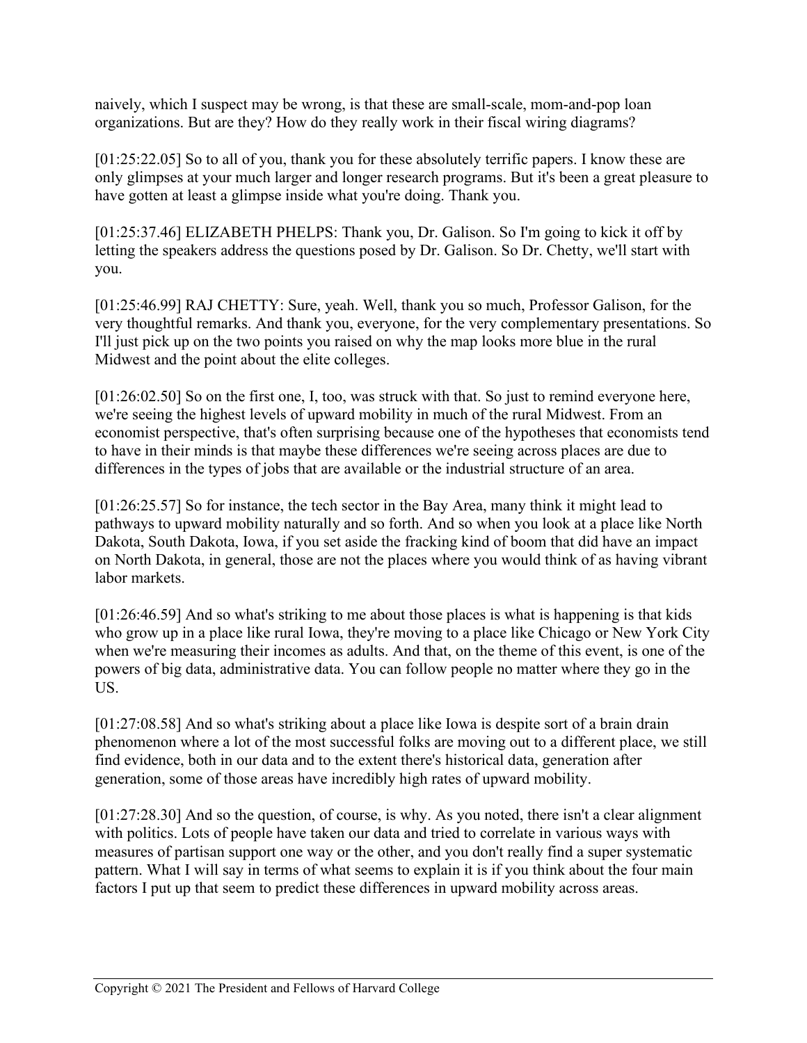naively, which I suspect may be wrong, is that these are small-scale, mom-and-pop loan organizations. But are they? How do they really work in their fiscal wiring diagrams?

[01:25:22.05] So to all of you, thank you for these absolutely terrific papers. I know these are only glimpses at your much larger and longer research programs. But it's been a great pleasure to have gotten at least a glimpse inside what you're doing. Thank you.

[01:25:37.46] ELIZABETH PHELPS: Thank you, Dr. Galison. So I'm going to kick it off by letting the speakers address the questions posed by Dr. Galison. So Dr. Chetty, we'll start with you.

[01:25:46.99] RAJ CHETTY: Sure, yeah. Well, thank you so much, Professor Galison, for the very thoughtful remarks. And thank you, everyone, for the very complementary presentations. So I'll just pick up on the two points you raised on why the map looks more blue in the rural Midwest and the point about the elite colleges.

[01:26:02.50] So on the first one, I, too, was struck with that. So just to remind everyone here, we're seeing the highest levels of upward mobility in much of the rural Midwest. From an economist perspective, that's often surprising because one of the hypotheses that economists tend to have in their minds is that maybe these differences we're seeing across places are due to differences in the types of jobs that are available or the industrial structure of an area.

[01:26:25.57] So for instance, the tech sector in the Bay Area, many think it might lead to pathways to upward mobility naturally and so forth. And so when you look at a place like North Dakota, South Dakota, Iowa, if you set aside the fracking kind of boom that did have an impact on North Dakota, in general, those are not the places where you would think of as having vibrant labor markets.

[01:26:46.59] And so what's striking to me about those places is what is happening is that kids who grow up in a place like rural Iowa, they're moving to a place like Chicago or New York City when we're measuring their incomes as adults. And that, on the theme of this event, is one of the powers of big data, administrative data. You can follow people no matter where they go in the US.

[01:27:08.58] And so what's striking about a place like Iowa is despite sort of a brain drain phenomenon where a lot of the most successful folks are moving out to a different place, we still find evidence, both in our data and to the extent there's historical data, generation after generation, some of those areas have incredibly high rates of upward mobility.

[01:27:28.30] And so the question, of course, is why. As you noted, there isn't a clear alignment with politics. Lots of people have taken our data and tried to correlate in various ways with measures of partisan support one way or the other, and you don't really find a super systematic pattern. What I will say in terms of what seems to explain it is if you think about the four main factors I put up that seem to predict these differences in upward mobility across areas.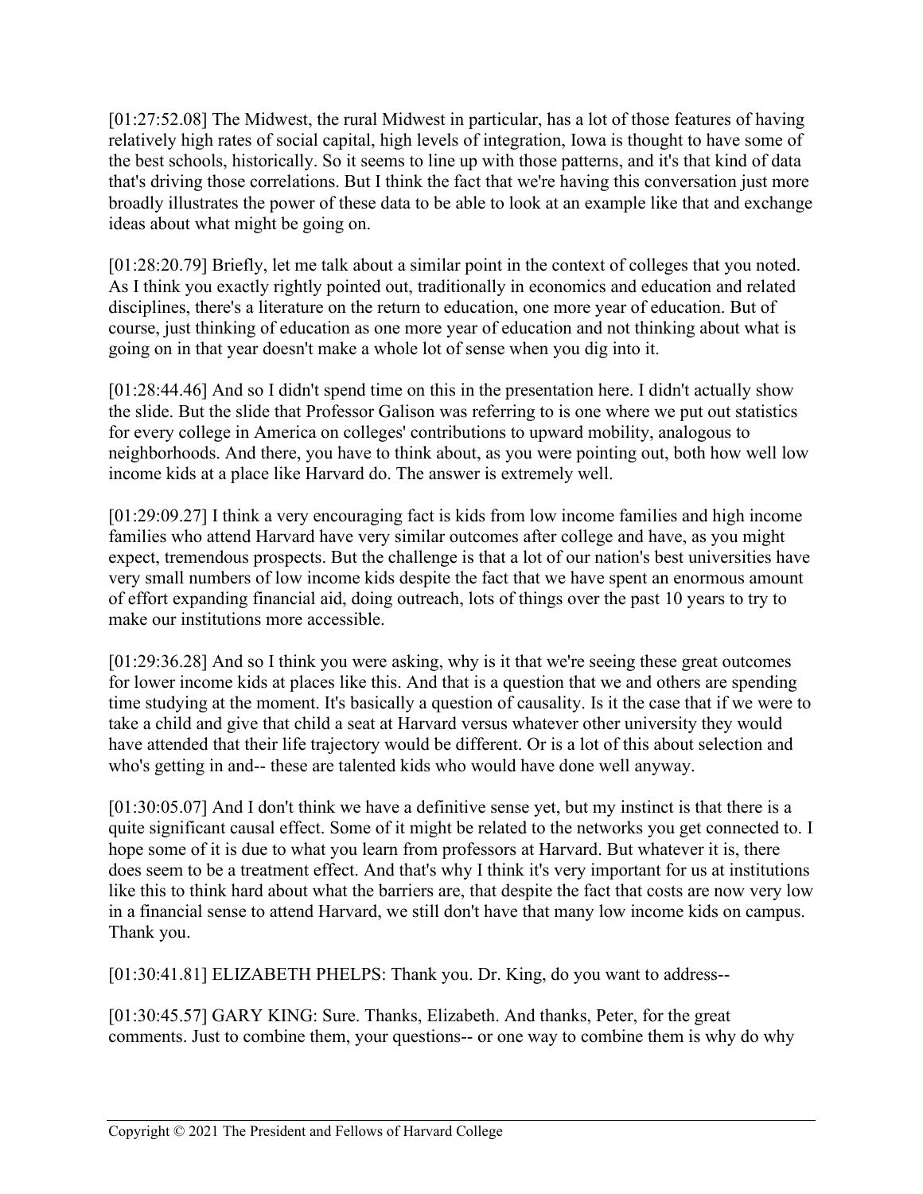[01:27:52.08] The Midwest, the rural Midwest in particular, has a lot of those features of having relatively high rates of social capital, high levels of integration, Iowa is thought to have some of the best schools, historically. So it seems to line up with those patterns, and it's that kind of data that's driving those correlations. But I think the fact that we're having this conversation just more broadly illustrates the power of these data to be able to look at an example like that and exchange ideas about what might be going on.

[01:28:20.79] Briefly, let me talk about a similar point in the context of colleges that you noted. As I think you exactly rightly pointed out, traditionally in economics and education and related disciplines, there's a literature on the return to education, one more year of education. But of course, just thinking of education as one more year of education and not thinking about what is going on in that year doesn't make a whole lot of sense when you dig into it.

[01:28:44.46] And so I didn't spend time on this in the presentation here. I didn't actually show the slide. But the slide that Professor Galison was referring to is one where we put out statistics for every college in America on colleges' contributions to upward mobility, analogous to neighborhoods. And there, you have to think about, as you were pointing out, both how well low income kids at a place like Harvard do. The answer is extremely well.

[01:29:09.27] I think a very encouraging fact is kids from low income families and high income families who attend Harvard have very similar outcomes after college and have, as you might expect, tremendous prospects. But the challenge is that a lot of our nation's best universities have very small numbers of low income kids despite the fact that we have spent an enormous amount of effort expanding financial aid, doing outreach, lots of things over the past 10 years to try to make our institutions more accessible.

[01:29:36.28] And so I think you were asking, why is it that we're seeing these great outcomes for lower income kids at places like this. And that is a question that we and others are spending time studying at the moment. It's basically a question of causality. Is it the case that if we were to take a child and give that child a seat at Harvard versus whatever other university they would have attended that their life trajectory would be different. Or is a lot of this about selection and who's getting in and-- these are talented kids who would have done well anyway.

[01:30:05.07] And I don't think we have a definitive sense yet, but my instinct is that there is a quite significant causal effect. Some of it might be related to the networks you get connected to. I hope some of it is due to what you learn from professors at Harvard. But whatever it is, there does seem to be a treatment effect. And that's why I think it's very important for us at institutions like this to think hard about what the barriers are, that despite the fact that costs are now very low in a financial sense to attend Harvard, we still don't have that many low income kids on campus. Thank you.

[01:30:41.81] ELIZABETH PHELPS: Thank you. Dr. King, do you want to address--

[01:30:45.57] GARY KING: Sure. Thanks, Elizabeth. And thanks, Peter, for the great comments. Just to combine them, your questions-- or one way to combine them is why do why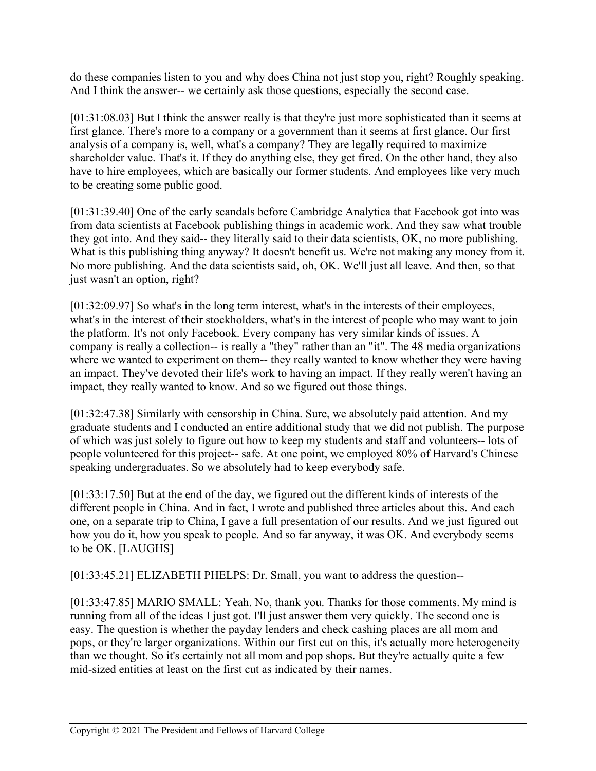do these companies listen to you and why does China not just stop you, right? Roughly speaking. And I think the answer-- we certainly ask those questions, especially the second case.

[01:31:08.03] But I think the answer really is that they're just more sophisticated than it seems at first glance. There's more to a company or a government than it seems at first glance. Our first analysis of a company is, well, what's a company? They are legally required to maximize shareholder value. That's it. If they do anything else, they get fired. On the other hand, they also have to hire employees, which are basically our former students. And employees like very much to be creating some public good.

[01:31:39.40] One of the early scandals before Cambridge Analytica that Facebook got into was from data scientists at Facebook publishing things in academic work. And they saw what trouble they got into. And they said-- they literally said to their data scientists, OK, no more publishing. What is this publishing thing anyway? It doesn't benefit us. We're not making any money from it. No more publishing. And the data scientists said, oh, OK. We'll just all leave. And then, so that just wasn't an option, right?

[01:32:09.97] So what's in the long term interest, what's in the interests of their employees, what's in the interest of their stockholders, what's in the interest of people who may want to join the platform. It's not only Facebook. Every company has very similar kinds of issues. A company is really a collection-- is really a "they" rather than an "it". The 48 media organizations where we wanted to experiment on them-- they really wanted to know whether they were having an impact. They've devoted their life's work to having an impact. If they really weren't having an impact, they really wanted to know. And so we figured out those things.

[01:32:47.38] Similarly with censorship in China. Sure, we absolutely paid attention. And my graduate students and I conducted an entire additional study that we did not publish. The purpose of which was just solely to figure out how to keep my students and staff and volunteers-- lots of people volunteered for this project-- safe. At one point, we employed 80% of Harvard's Chinese speaking undergraduates. So we absolutely had to keep everybody safe.

[01:33:17.50] But at the end of the day, we figured out the different kinds of interests of the different people in China. And in fact, I wrote and published three articles about this. And each one, on a separate trip to China, I gave a full presentation of our results. And we just figured out how you do it, how you speak to people. And so far anyway, it was OK. And everybody seems to be OK. [LAUGHS]

[01:33:45.21] ELIZABETH PHELPS: Dr. Small, you want to address the question--

[01:33:47.85] MARIO SMALL: Yeah. No, thank you. Thanks for those comments. My mind is running from all of the ideas I just got. I'll just answer them very quickly. The second one is easy. The question is whether the payday lenders and check cashing places are all mom and pops, or they're larger organizations. Within our first cut on this, it's actually more heterogeneity than we thought. So it's certainly not all mom and pop shops. But they're actually quite a few mid-sized entities at least on the first cut as indicated by their names.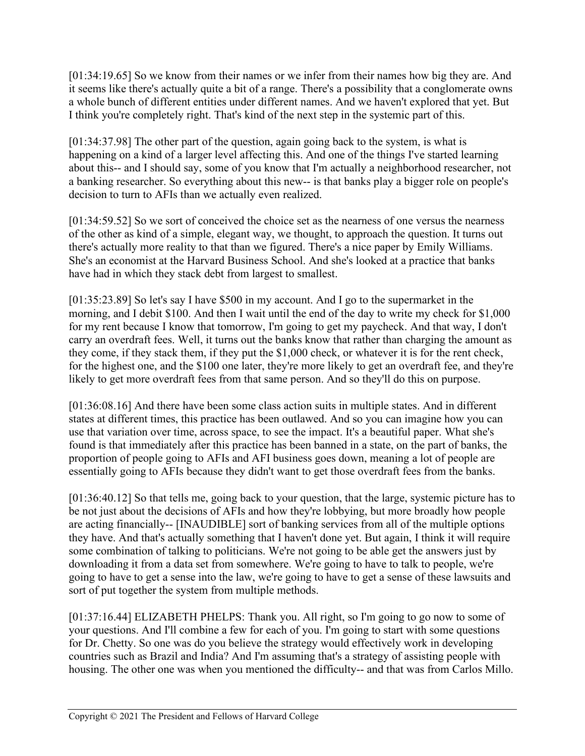[01:34:19.65] So we know from their names or we infer from their names how big they are. And it seems like there's actually quite a bit of a range. There's a possibility that a conglomerate owns a whole bunch of different entities under different names. And we haven't explored that yet. But I think you're completely right. That's kind of the next step in the systemic part of this.

[01:34:37.98] The other part of the question, again going back to the system, is what is happening on a kind of a larger level affecting this. And one of the things I've started learning about this-- and I should say, some of you know that I'm actually a neighborhood researcher, not a banking researcher. So everything about this new-- is that banks play a bigger role on people's decision to turn to AFIs than we actually even realized.

[01:34:59.52] So we sort of conceived the choice set as the nearness of one versus the nearness of the other as kind of a simple, elegant way, we thought, to approach the question. It turns out there's actually more reality to that than we figured. There's a nice paper by Emily Williams. She's an economist at the Harvard Business School. And she's looked at a practice that banks have had in which they stack debt from largest to smallest.

[01:35:23.89] So let's say I have $500 in my account. And I go to the supermarket in the morning, and I debit $100. And then I wait until the end of the day to write my check for $1,000 for my rent because I know that tomorrow, I'm going to get my paycheck. And that way, I don't carry an overdraft fees. Well, it turns out the banks know that rather than charging the amount as they come, if they stack them, if they put the $1,000 check, or whatever it is for the rent check, for the highest one, and the $100 one later, they're more likely to get an overdraft fee, and they're likely to get more overdraft fees from that same person. And so they'll do this on purpose.

[01:36:08.16] And there have been some class action suits in multiple states. And in different states at different times, this practice has been outlawed. And so you can imagine how you can use that variation over time, across space, to see the impact. It's a beautiful paper. What she's found is that immediately after this practice has been banned in a state, on the part of banks, the proportion of people going to AFIs and AFI business goes down, meaning a lot of people are essentially going to AFIs because they didn't want to get those overdraft fees from the banks.

[01:36:40.12] So that tells me, going back to your question, that the large, systemic picture has to be not just about the decisions of AFIs and how they're lobbying, but more broadly how people are acting financially-- [INAUDIBLE] sort of banking services from all of the multiple options they have. And that's actually something that I haven't done yet. But again, I think it will require some combination of talking to politicians. We're not going to be able get the answers just by downloading it from a data set from somewhere. We're going to have to talk to people, we're going to have to get a sense into the law, we're going to have to get a sense of these lawsuits and sort of put together the system from multiple methods.

[01:37:16.44] ELIZABETH PHELPS: Thank you. All right, so I'm going to go now to some of your questions. And I'll combine a few for each of you. I'm going to start with some questions for Dr. Chetty. So one was do you believe the strategy would effectively work in developing countries such as Brazil and India? And I'm assuming that's a strategy of assisting people with housing. The other one was when you mentioned the difficulty-- and that was from Carlos Millo.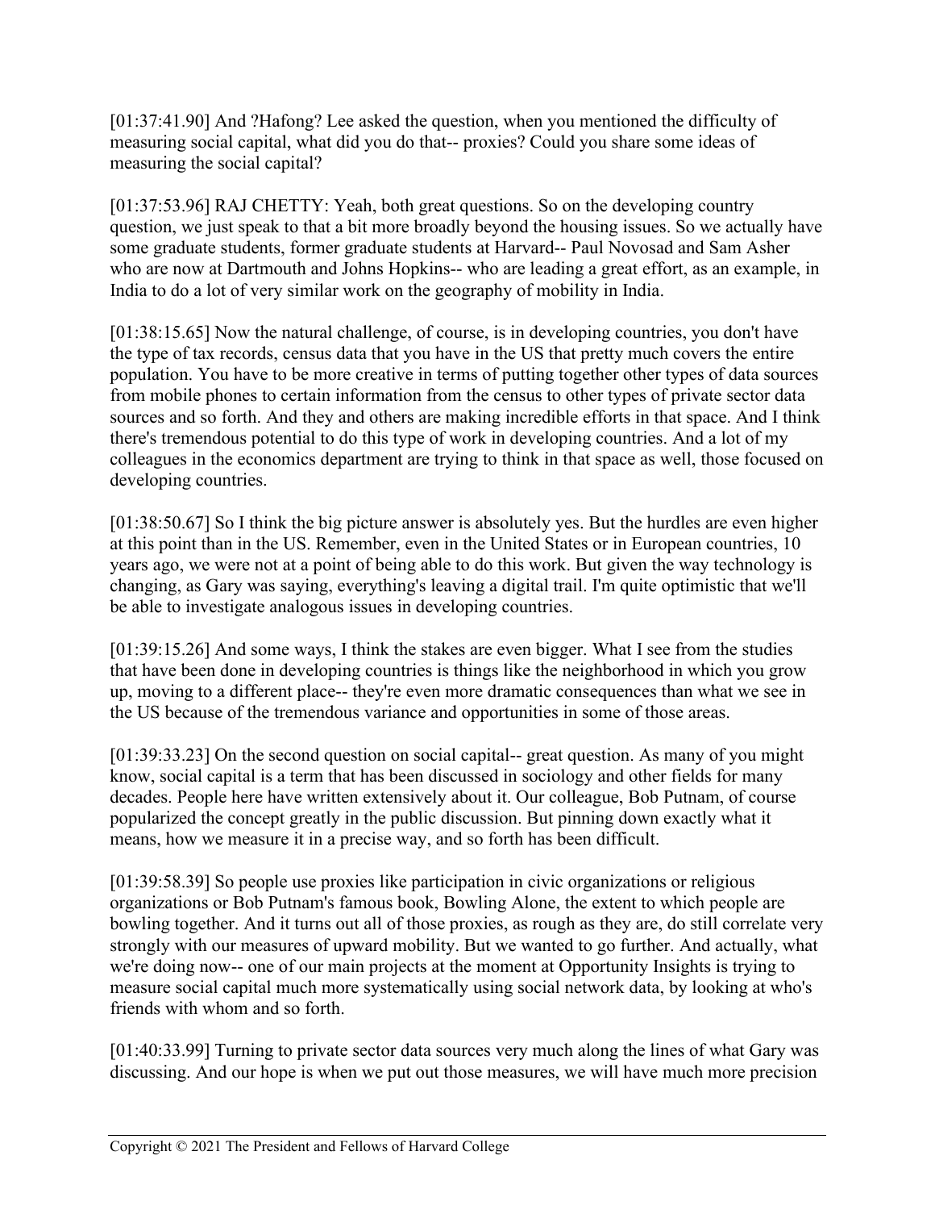[01:37:41.90] And ?Hafong? Lee asked the question, when you mentioned the difficulty of measuring social capital, what did you do that-- proxies? Could you share some ideas of measuring the social capital?

[01:37:53.96] RAJ CHETTY: Yeah, both great questions. So on the developing country question, we just speak to that a bit more broadly beyond the housing issues. So we actually have some graduate students, former graduate students at Harvard-- Paul Novosad and Sam Asher who are now at Dartmouth and Johns Hopkins-- who are leading a great effort, as an example, in India to do a lot of very similar work on the geography of mobility in India.

[01:38:15.65] Now the natural challenge, of course, is in developing countries, you don't have the type of tax records, census data that you have in the US that pretty much covers the entire population. You have to be more creative in terms of putting together other types of data sources from mobile phones to certain information from the census to other types of private sector data sources and so forth. And they and others are making incredible efforts in that space. And I think there's tremendous potential to do this type of work in developing countries. And a lot of my colleagues in the economics department are trying to think in that space as well, those focused on developing countries.

[01:38:50.67] So I think the big picture answer is absolutely yes. But the hurdles are even higher at this point than in the US. Remember, even in the United States or in European countries, 10 years ago, we were not at a point of being able to do this work. But given the way technology is changing, as Gary was saying, everything's leaving a digital trail. I'm quite optimistic that we'll be able to investigate analogous issues in developing countries.

[01:39:15.26] And some ways, I think the stakes are even bigger. What I see from the studies that have been done in developing countries is things like the neighborhood in which you grow up, moving to a different place-- they're even more dramatic consequences than what we see in the US because of the tremendous variance and opportunities in some of those areas.

[01:39:33.23] On the second question on social capital-- great question. As many of you might know, social capital is a term that has been discussed in sociology and other fields for many decades. People here have written extensively about it. Our colleague, Bob Putnam, of course popularized the concept greatly in the public discussion. But pinning down exactly what it means, how we measure it in a precise way, and so forth has been difficult.

[01:39:58.39] So people use proxies like participation in civic organizations or religious organizations or Bob Putnam's famous book, Bowling Alone, the extent to which people are bowling together. And it turns out all of those proxies, as rough as they are, do still correlate very strongly with our measures of upward mobility. But we wanted to go further. And actually, what we're doing now-- one of our main projects at the moment at Opportunity Insights is trying to measure social capital much more systematically using social network data, by looking at who's friends with whom and so forth.

[01:40:33.99] Turning to private sector data sources very much along the lines of what Gary was discussing. And our hope is when we put out those measures, we will have much more precision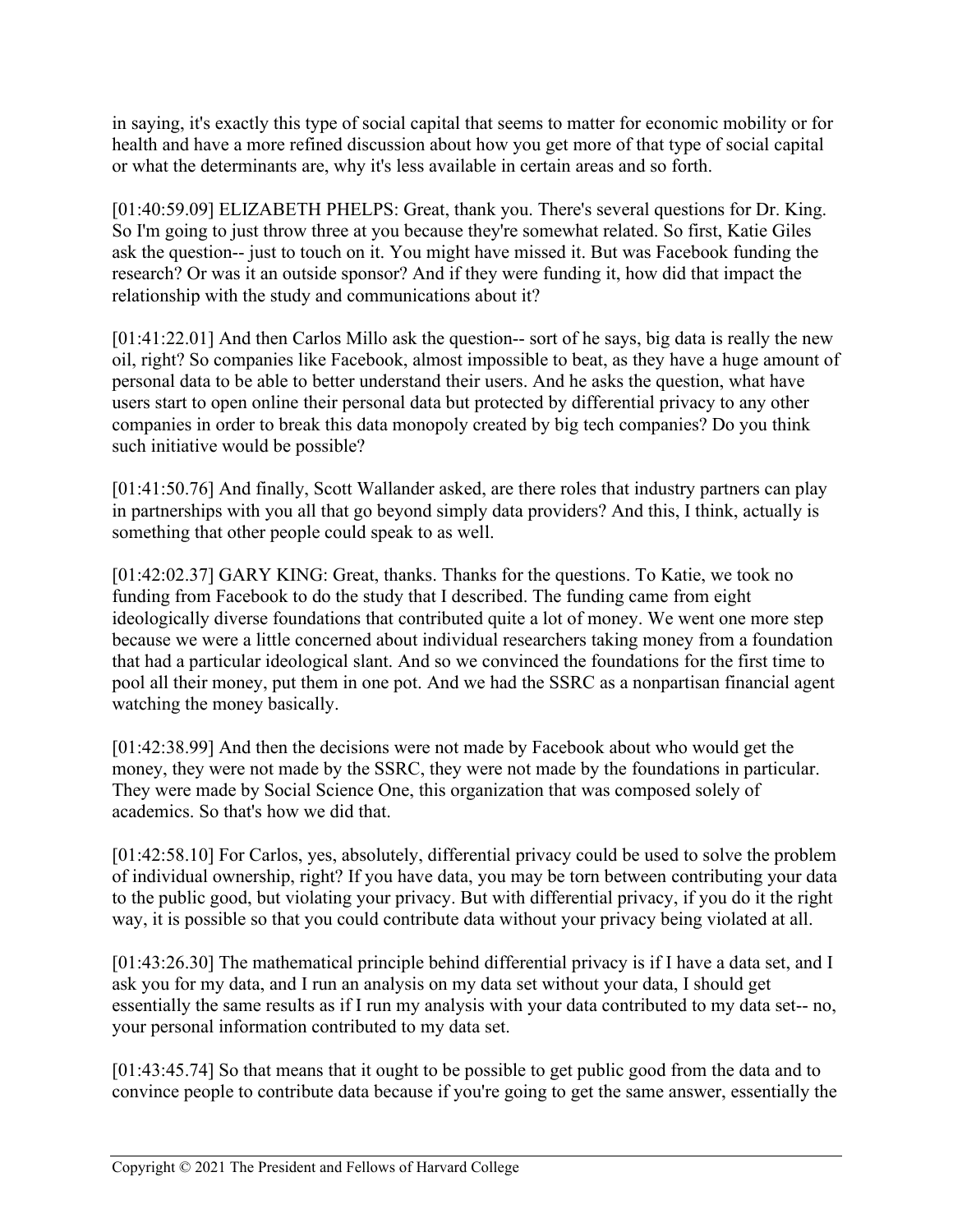in saying, it's exactly this type of social capital that seems to matter for economic mobility or for health and have a more refined discussion about how you get more of that type of social capital or what the determinants are, why it's less available in certain areas and so forth.

[01:40:59.09] ELIZABETH PHELPS: Great, thank you. There's several questions for Dr. King. So I'm going to just throw three at you because they're somewhat related. So first, Katie Giles ask the question-- just to touch on it. You might have missed it. But was Facebook funding the research? Or was it an outside sponsor? And if they were funding it, how did that impact the relationship with the study and communications about it?

[01:41:22.01] And then Carlos Millo ask the question-- sort of he says, big data is really the new oil, right? So companies like Facebook, almost impossible to beat, as they have a huge amount of personal data to be able to better understand their users. And he asks the question, what have users start to open online their personal data but protected by differential privacy to any other companies in order to break this data monopoly created by big tech companies? Do you think such initiative would be possible?

[01:41:50.76] And finally, Scott Wallander asked, are there roles that industry partners can play in partnerships with you all that go beyond simply data providers? And this, I think, actually is something that other people could speak to as well.

[01:42:02.37] GARY KING: Great, thanks. Thanks for the questions. To Katie, we took no funding from Facebook to do the study that I described. The funding came from eight ideologically diverse foundations that contributed quite a lot of money. We went one more step because we were a little concerned about individual researchers taking money from a foundation that had a particular ideological slant. And so we convinced the foundations for the first time to pool all their money, put them in one pot. And we had the SSRC as a nonpartisan financial agent watching the money basically.

[01:42:38.99] And then the decisions were not made by Facebook about who would get the money, they were not made by the SSRC, they were not made by the foundations in particular. They were made by Social Science One, this organization that was composed solely of academics. So that's how we did that.

[01:42:58.10] For Carlos, yes, absolutely, differential privacy could be used to solve the problem of individual ownership, right? If you have data, you may be torn between contributing your data to the public good, but violating your privacy. But with differential privacy, if you do it the right way, it is possible so that you could contribute data without your privacy being violated at all.

[01:43:26.30] The mathematical principle behind differential privacy is if I have a data set, and I ask you for my data, and I run an analysis on my data set without your data, I should get essentially the same results as if I run my analysis with your data contributed to my data set-- no, your personal information contributed to my data set.

[01:43:45.74] So that means that it ought to be possible to get public good from the data and to convince people to contribute data because if you're going to get the same answer, essentially the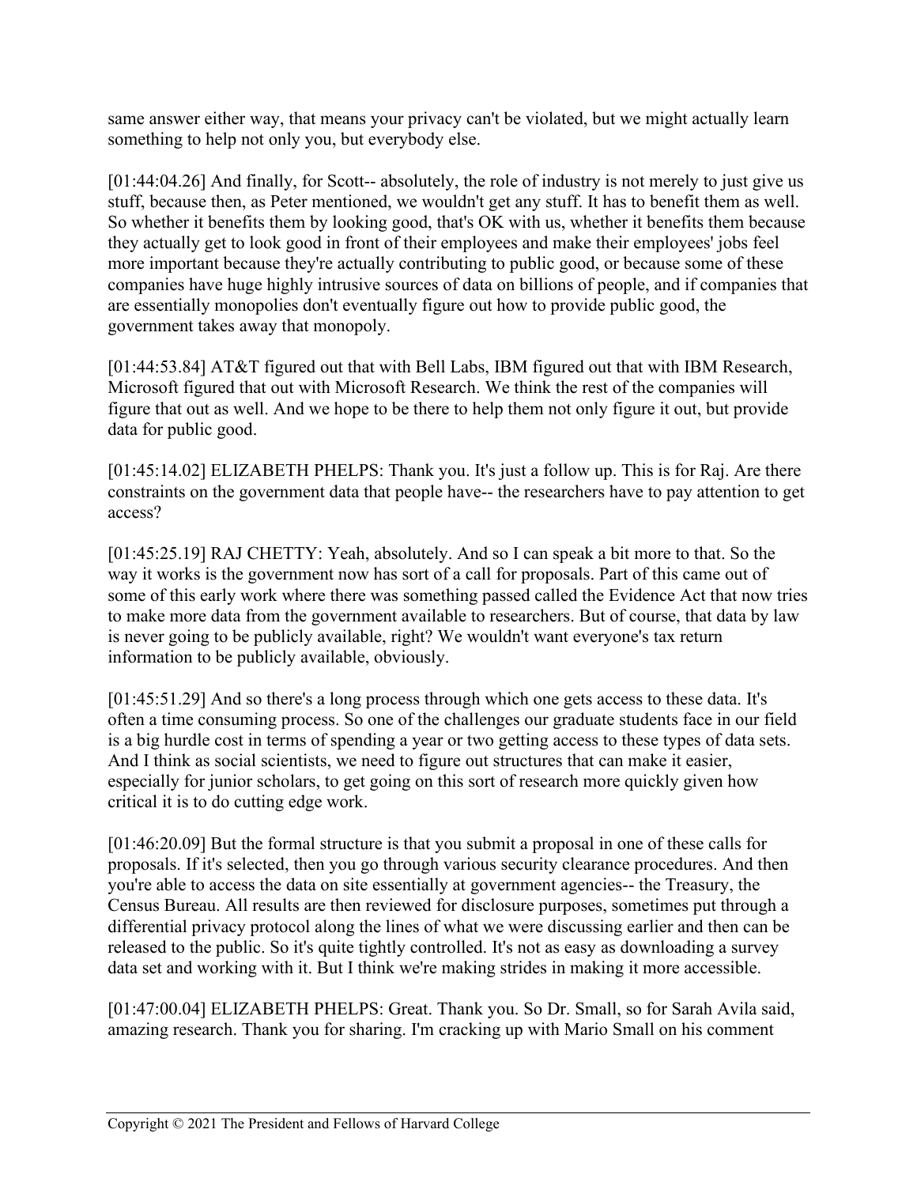same answer either way, that means your privacy can't be violated, but we might actually learn something to help not only you, but everybody else.

[01:44:04.26] And finally, for Scott-- absolutely, the role of industry is not merely to just give us stuff, because then, as Peter mentioned, we wouldn't get any stuff. It has to benefit them as well. So whether it benefits them by looking good, that's OK with us, whether it benefits them because they actually get to look good in front of their employees and make their employees' jobs feel more important because they're actually contributing to public good, or because some of these companies have huge highly intrusive sources of data on billions of people, and if companies that are essentially monopolies don't eventually figure out how to provide public good, the government takes away that monopoly.

[01:44:53.84] AT&T figured out that with Bell Labs, IBM figured out that with IBM Research, Microsoft figured that out with Microsoft Research. We think the rest of the companies will figure that out as well. And we hope to be there to help them not only figure it out, but provide data for public good.

[01:45:14.02] ELIZABETH PHELPS: Thank you. It's just a follow up. This is for Raj. Are there constraints on the government data that people have-- the researchers have to pay attention to get access?

[01:45:25.19] RAJ CHETTY: Yeah, absolutely. And so I can speak a bit more to that. So the way it works is the government now has sort of a call for proposals. Part of this came out of some of this early work where there was something passed called the Evidence Act that now tries to make more data from the government available to researchers. But of course, that data by law is never going to be publicly available, right? We wouldn't want everyone's tax return information to be publicly available, obviously.

[01:45:51.29] And so there's a long process through which one gets access to these data. It's often a time consuming process. So one of the challenges our graduate students face in our field is a big hurdle cost in terms of spending a year or two getting access to these types of data sets. And I think as social scientists, we need to figure out structures that can make it easier, especially for junior scholars, to get going on this sort of research more quickly given how critical it is to do cutting edge work.

[01:46:20.09] But the formal structure is that you submit a proposal in one of these calls for proposals. If it's selected, then you go through various security clearance procedures. And then you're able to access the data on site essentially at government agencies-- the Treasury, the Census Bureau. All results are then reviewed for disclosure purposes, sometimes put through a differential privacy protocol along the lines of what we were discussing earlier and then can be released to the public. So it's quite tightly controlled. It's not as easy as downloading a survey data set and working with it. But I think we're making strides in making it more accessible.

[01:47:00.04] ELIZABETH PHELPS: Great. Thank you. So Dr. Small, so for Sarah Avila said, amazing research. Thank you for sharing. I'm cracking up with Mario Small on his comment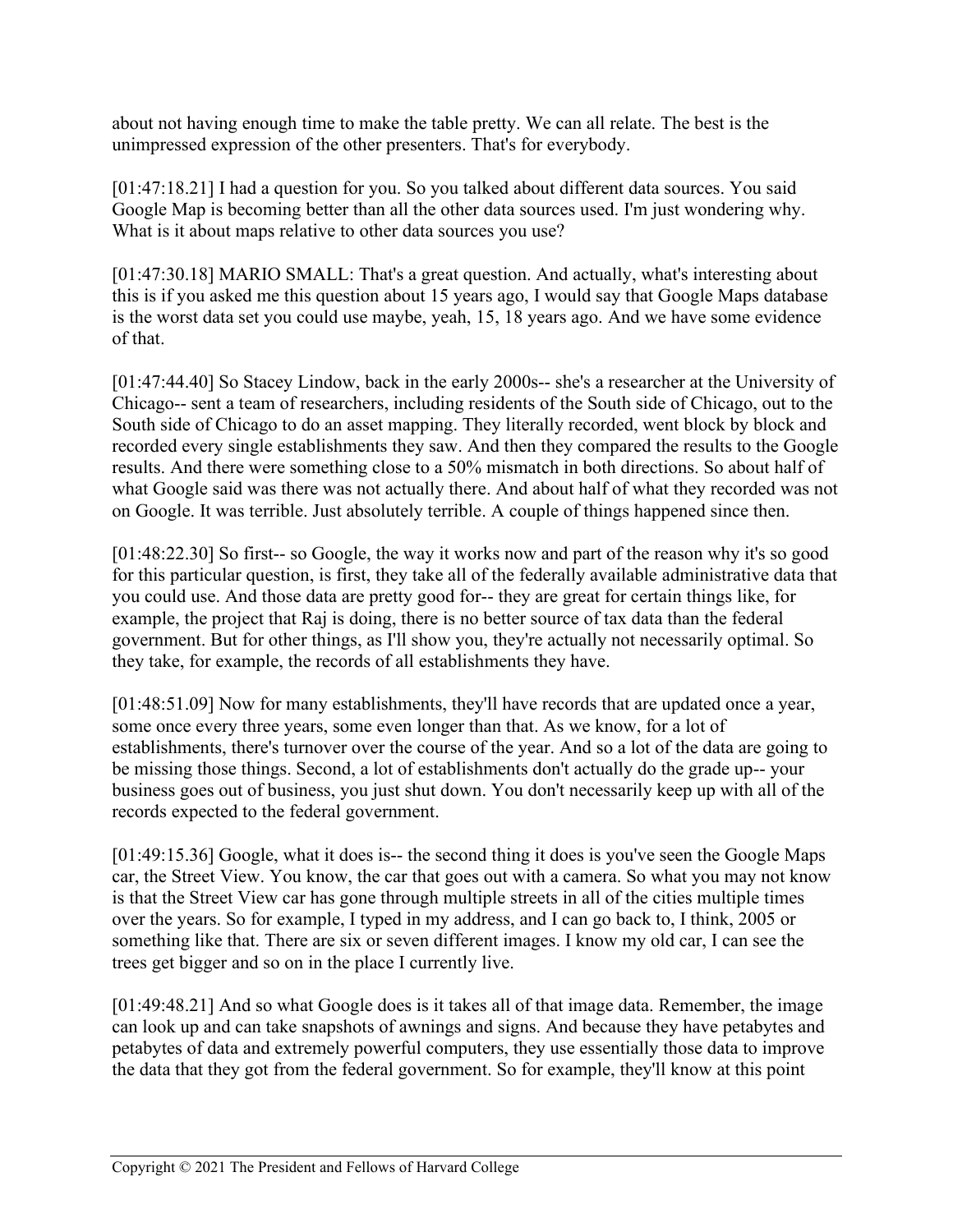about not having enough time to make the table pretty. We can all relate. The best is the unimpressed expression of the other presenters. That's for everybody.

[01:47:18.21] I had a question for you. So you talked about different data sources. You said Google Map is becoming better than all the other data sources used. I'm just wondering why. What is it about maps relative to other data sources you use?

[01:47:30.18] MARIO SMALL: That's a great question. And actually, what's interesting about this is if you asked me this question about 15 years ago, I would say that Google Maps database is the worst data set you could use maybe, yeah, 15, 18 years ago. And we have some evidence of that.

[01:47:44.40] So Stacey Lindow, back in the early 2000s-- she's a researcher at the University of Chicago-- sent a team of researchers, including residents of the South side of Chicago, out to the South side of Chicago to do an asset mapping. They literally recorded, went block by block and recorded every single establishments they saw. And then they compared the results to the Google results. And there were something close to a 50% mismatch in both directions. So about half of what Google said was there was not actually there. And about half of what they recorded was not on Google. It was terrible. Just absolutely terrible. A couple of things happened since then.

[01:48:22.30] So first-- so Google, the way it works now and part of the reason why it's so good for this particular question, is first, they take all of the federally available administrative data that you could use. And those data are pretty good for-- they are great for certain things like, for example, the project that Raj is doing, there is no better source of tax data than the federal government. But for other things, as I'll show you, they're actually not necessarily optimal. So they take, for example, the records of all establishments they have.

[01:48:51.09] Now for many establishments, they'll have records that are updated once a year, some once every three years, some even longer than that. As we know, for a lot of establishments, there's turnover over the course of the year. And so a lot of the data are going to be missing those things. Second, a lot of establishments don't actually do the grade up-- your business goes out of business, you just shut down. You don't necessarily keep up with all of the records expected to the federal government.

[01:49:15.36] Google, what it does is-- the second thing it does is you've seen the Google Maps car, the Street View. You know, the car that goes out with a camera. So what you may not know is that the Street View car has gone through multiple streets in all of the cities multiple times over the years. So for example, I typed in my address, and I can go back to, I think, 2005 or something like that. There are six or seven different images. I know my old car, I can see the trees get bigger and so on in the place I currently live.

[01:49:48.21] And so what Google does is it takes all of that image data. Remember, the image can look up and can take snapshots of awnings and signs. And because they have petabytes and petabytes of data and extremely powerful computers, they use essentially those data to improve the data that they got from the federal government. So for example, they'll know at this point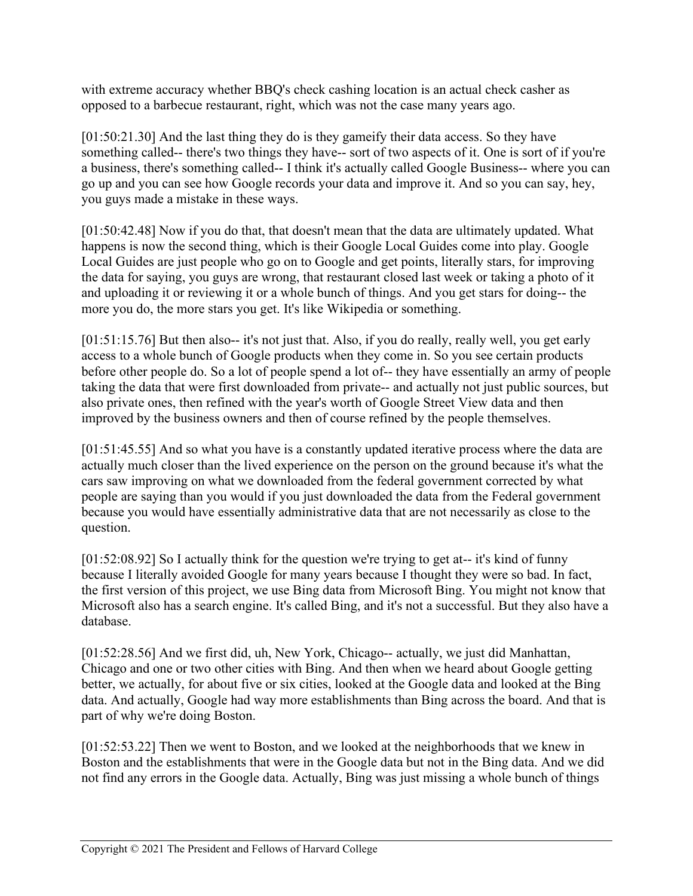with extreme accuracy whether BBQ's check cashing location is an actual check casher as opposed to a barbecue restaurant, right, which was not the case many years ago.

[01:50:21.30] And the last thing they do is they gameify their data access. So they have something called-- there's two things they have-- sort of two aspects of it. One is sort of if you're a business, there's something called-- I think it's actually called Google Business-- where you can go up and you can see how Google records your data and improve it. And so you can say, hey, you guys made a mistake in these ways.

[01:50:42.48] Now if you do that, that doesn't mean that the data are ultimately updated. What happens is now the second thing, which is their Google Local Guides come into play. Google Local Guides are just people who go on to Google and get points, literally stars, for improving the data for saying, you guys are wrong, that restaurant closed last week or taking a photo of it and uploading it or reviewing it or a whole bunch of things. And you get stars for doing-- the more you do, the more stars you get. It's like Wikipedia or something.

[01:51:15.76] But then also-- it's not just that. Also, if you do really, really well, you get early access to a whole bunch of Google products when they come in. So you see certain products before other people do. So a lot of people spend a lot of-- they have essentially an army of people taking the data that were first downloaded from private-- and actually not just public sources, but also private ones, then refined with the year's worth of Google Street View data and then improved by the business owners and then of course refined by the people themselves.

[01:51:45.55] And so what you have is a constantly updated iterative process where the data are actually much closer than the lived experience on the person on the ground because it's what the cars saw improving on what we downloaded from the federal government corrected by what people are saying than you would if you just downloaded the data from the Federal government because you would have essentially administrative data that are not necessarily as close to the question.

[01:52:08.92] So I actually think for the question we're trying to get at-- it's kind of funny because I literally avoided Google for many years because I thought they were so bad. In fact, the first version of this project, we use Bing data from Microsoft Bing. You might not know that Microsoft also has a search engine. It's called Bing, and it's not a successful. But they also have a database.

[01:52:28.56] And we first did, uh, New York, Chicago-- actually, we just did Manhattan, Chicago and one or two other cities with Bing. And then when we heard about Google getting better, we actually, for about five or six cities, looked at the Google data and looked at the Bing data. And actually, Google had way more establishments than Bing across the board. And that is part of why we're doing Boston.

[01:52:53.22] Then we went to Boston, and we looked at the neighborhoods that we knew in Boston and the establishments that were in the Google data but not in the Bing data. And we did not find any errors in the Google data. Actually, Bing was just missing a whole bunch of things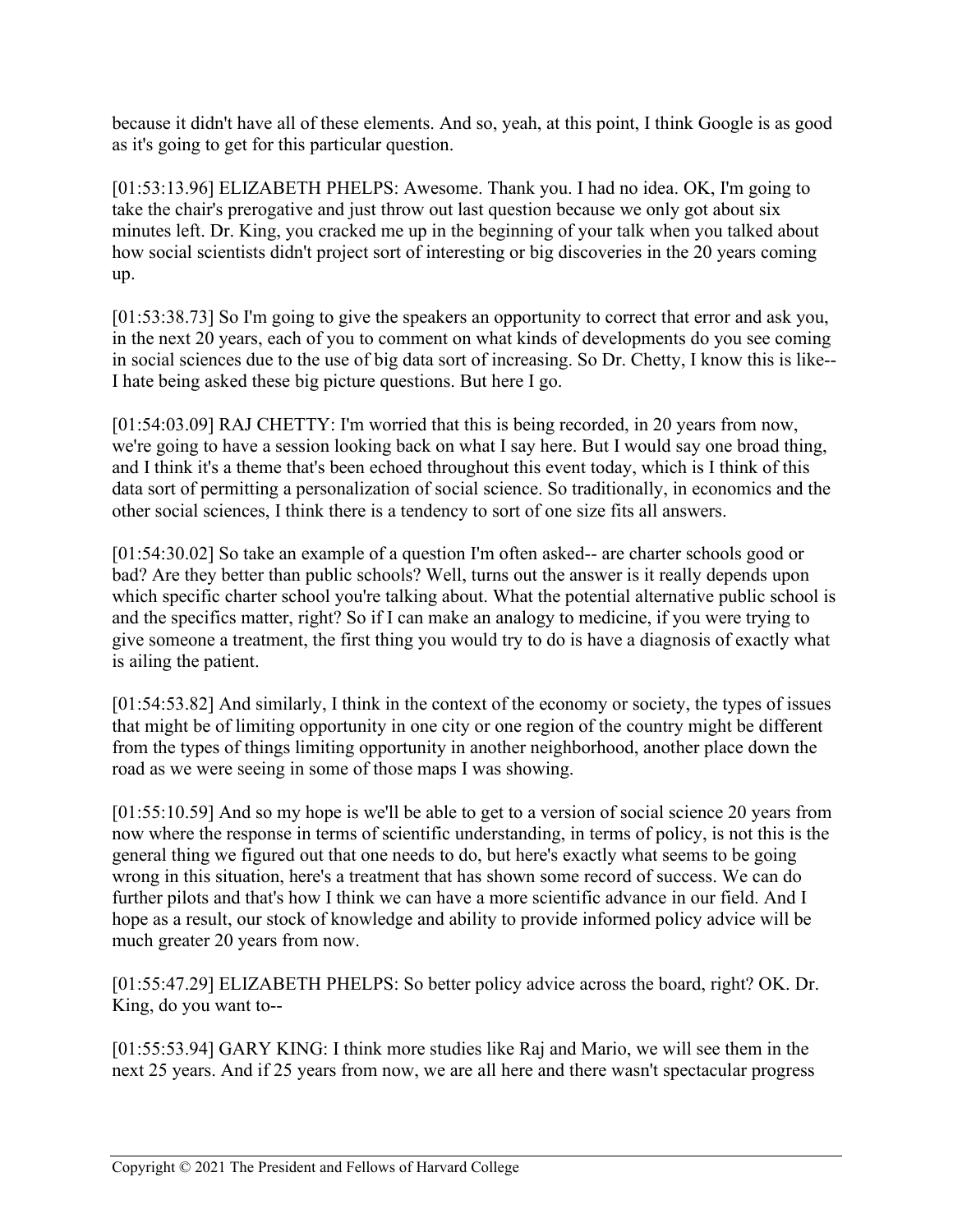because it didn't have all of these elements. And so, yeah, at this point, I think Google is as good as it's going to get for this particular question.

[01:53:13.96] ELIZABETH PHELPS: Awesome. Thank you. I had no idea. OK, I'm going to take the chair's prerogative and just throw out last question because we only got about six minutes left. Dr. King, you cracked me up in the beginning of your talk when you talked about how social scientists didn't project sort of interesting or big discoveries in the 20 years coming up.

[01:53:38.73] So I'm going to give the speakers an opportunity to correct that error and ask you, in the next 20 years, each of you to comment on what kinds of developments do you see coming in social sciences due to the use of big data sort of increasing. So Dr. Chetty, I know this is like-- I hate being asked these big picture questions. But here I go.

[01:54:03.09] RAJ CHETTY: I'm worried that this is being recorded, in 20 years from now, we're going to have a session looking back on what I say here. But I would say one broad thing, and I think it's a theme that's been echoed throughout this event today, which is I think of this data sort of permitting a personalization of social science. So traditionally, in economics and the other social sciences, I think there is a tendency to sort of one size fits all answers.

[01:54:30.02] So take an example of a question I'm often asked-- are charter schools good or bad? Are they better than public schools? Well, turns out the answer is it really depends upon which specific charter school you're talking about. What the potential alternative public school is and the specifics matter, right? So if I can make an analogy to medicine, if you were trying to give someone a treatment, the first thing you would try to do is have a diagnosis of exactly what is ailing the patient.

[01:54:53.82] And similarly, I think in the context of the economy or society, the types of issues that might be of limiting opportunity in one city or one region of the country might be different from the types of things limiting opportunity in another neighborhood, another place down the road as we were seeing in some of those maps I was showing.

[01:55:10.59] And so my hope is we'll be able to get to a version of social science 20 years from now where the response in terms of scientific understanding, in terms of policy, is not this is the general thing we figured out that one needs to do, but here's exactly what seems to be going wrong in this situation, here's a treatment that has shown some record of success. We can do further pilots and that's how I think we can have a more scientific advance in our field. And I hope as a result, our stock of knowledge and ability to provide informed policy advice will be much greater 20 years from now.

[01:55:47.29] ELIZABETH PHELPS: So better policy advice across the board, right? OK. Dr. King, do you want to--

[01:55:53.94] GARY KING: I think more studies like Raj and Mario, we will see them in the next 25 years. And if 25 years from now, we are all here and there wasn't spectacular progress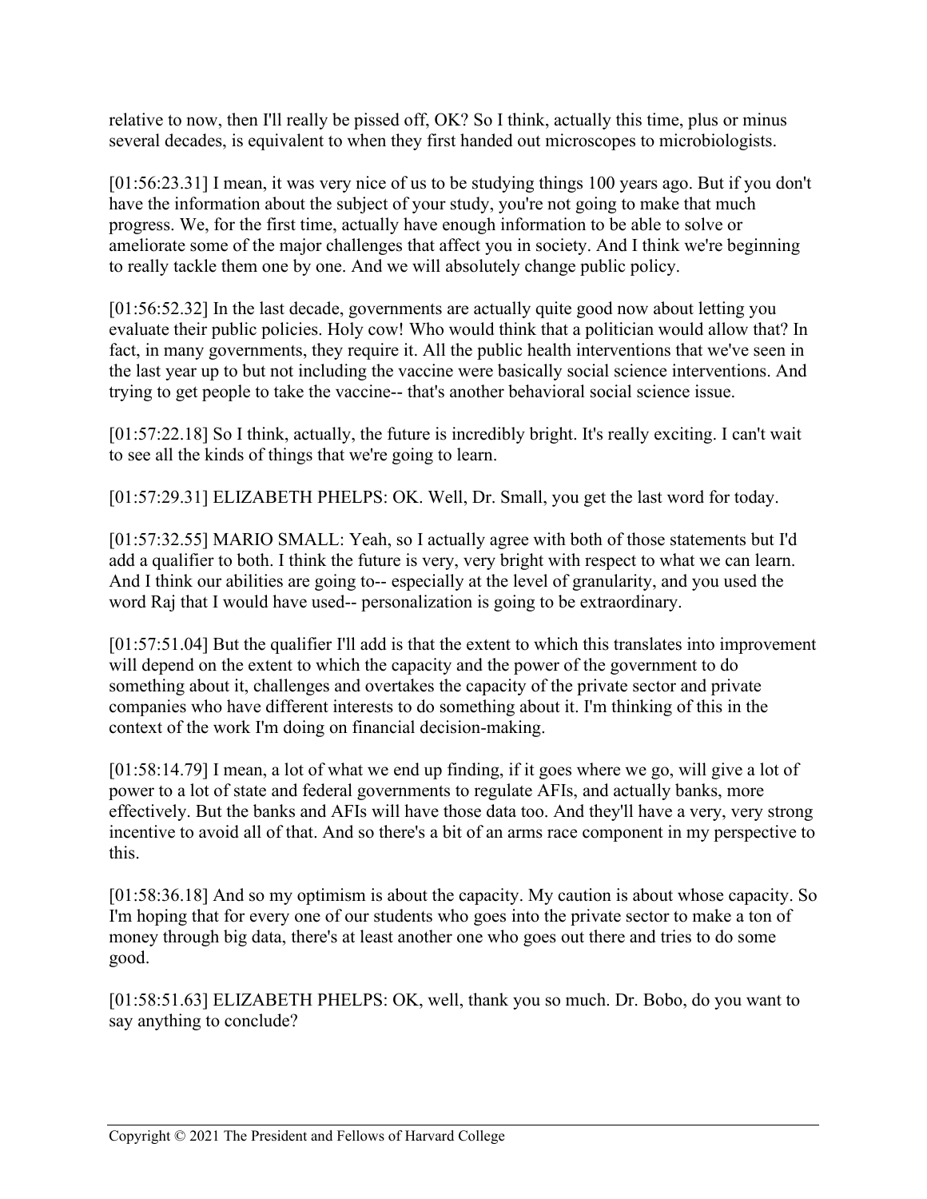relative to now, then I'll really be pissed off, OK? So I think, actually this time, plus or minus several decades, is equivalent to when they first handed out microscopes to microbiologists.

[01:56:23.31] I mean, it was very nice of us to be studying things 100 years ago. But if you don't have the information about the subject of your study, you're not going to make that much progress. We, for the first time, actually have enough information to be able to solve or ameliorate some of the major challenges that affect you in society. And I think we're beginning to really tackle them one by one. And we will absolutely change public policy.

[01:56:52.32] In the last decade, governments are actually quite good now about letting you evaluate their public policies. Holy cow! Who would think that a politician would allow that? In fact, in many governments, they require it. All the public health interventions that we've seen in the last year up to but not including the vaccine were basically social science interventions. And trying to get people to take the vaccine-- that's another behavioral social science issue.

[01:57:22.18] So I think, actually, the future is incredibly bright. It's really exciting. I can't wait to see all the kinds of things that we're going to learn.

[01:57:29.31] ELIZABETH PHELPS: OK. Well, Dr. Small, you get the last word for today.

[01:57:32.55] MARIO SMALL: Yeah, so I actually agree with both of those statements but I'd add a qualifier to both. I think the future is very, very bright with respect to what we can learn. And I think our abilities are going to-- especially at the level of granularity, and you used the word Raj that I would have used-- personalization is going to be extraordinary.

[01:57:51.04] But the qualifier I'll add is that the extent to which this translates into improvement will depend on the extent to which the capacity and the power of the government to do something about it, challenges and overtakes the capacity of the private sector and private companies who have different interests to do something about it. I'm thinking of this in the context of the work I'm doing on financial decision-making.

[01:58:14.79] I mean, a lot of what we end up finding, if it goes where we go, will give a lot of power to a lot of state and federal governments to regulate AFIs, and actually banks, more effectively. But the banks and AFIs will have those data too. And they'll have a very, very strong incentive to avoid all of that. And so there's a bit of an arms race component in my perspective to this.

[01:58:36.18] And so my optimism is about the capacity. My caution is about whose capacity. So I'm hoping that for every one of our students who goes into the private sector to make a ton of money through big data, there's at least another one who goes out there and tries to do some good.

[01:58:51.63] ELIZABETH PHELPS: OK, well, thank you so much. Dr. Bobo, do you want to say anything to conclude?

Copyright © 2021 The President and Fellows of Harvard College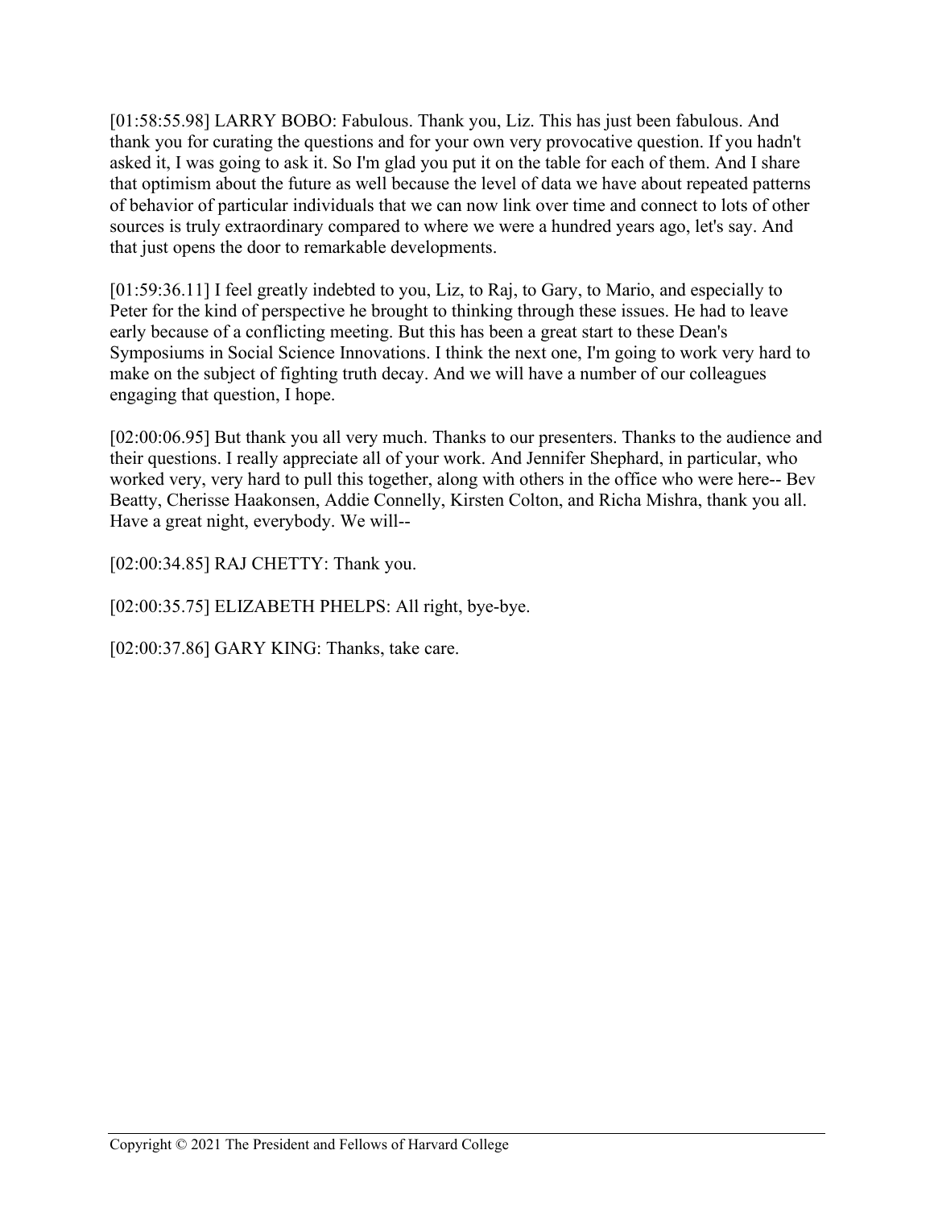[01:58:55.98] LARRY BOBO: Fabulous. Thank you, Liz. This has just been fabulous. And thank you for curating the questions and for your own very provocative question. If you hadn't asked it, I was going to ask it. So I'm glad you put it on the table for each of them. And I share that optimism about the future as well because the level of data we have about repeated patterns of behavior of particular individuals that we can now link over time and connect to lots of other sources is truly extraordinary compared to where we were a hundred years ago, let's say. And that just opens the door to remarkable developments.

[01:59:36.11] I feel greatly indebted to you, Liz, to Raj, to Gary, to Mario, and especially to Peter for the kind of perspective he brought to thinking through these issues. He had to leave early because of a conflicting meeting. But this has been a great start to these Dean's Symposiums in Social Science Innovations. I think the next one, I'm going to work very hard to make on the subject of fighting truth decay. And we will have a number of our colleagues engaging that question, I hope.

[02:00:06.95] But thank you all very much. Thanks to our presenters. Thanks to the audience and their questions. I really appreciate all of your work. And Jennifer Shephard, in particular, who worked very, very hard to pull this together, along with others in the office who were here-- Bev Beatty, Cherisse Haakonsen, Addie Connelly, Kirsten Colton, and Richa Mishra, thank you all. Have a great night, everybody. We will--

[02:00:34.85] RAJ CHETTY: Thank you.

[02:00:35.75] ELIZABETH PHELPS: All right, bye-bye.

[02:00:37.86] GARY KING: Thanks, take care.

Copyright © 2021 The President and Fellows of Harvard College